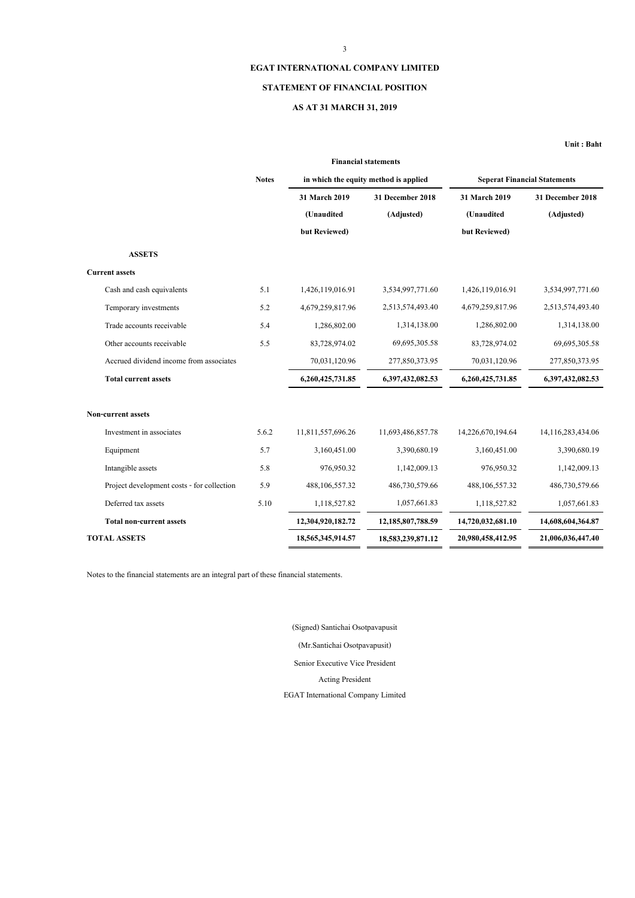# EGAT INTERNATIONAL COMPANY LIMITED

## STATEMENT OF FINANCIAL POSITION

### AS AT 31 MARCH 31, 2019

**Unit : Baht**

| | Notes | Financial statements in which the equity method is applied | | Seperat Financial Statements | |
|---|---|---|---|---|---|
| | | 31 March 2019 (Unaudited but Reviewed) | 31 December 2018 (Adjusted) | 31 March 2019 (Unaudited but Reviewed) | 31 December 2018 (Adjusted) |
| **ASSETS** | | | | | |
| **Current assets** | | | | | |
| Cash and cash equivalents | 5.1 | 1,426,119,016.91 | 3,534,997,771.60 | 1,426,119,016.91 | 3,534,997,771.60 |
| Temporary investments | 5.2 | 4,679,259,817.96 | 2,513,574,493.40 | 4,679,259,817.96 | 2,513,574,493.40 |
| Trade accounts receivable | 5.4 | 1,286,802.00 | 1,314,138.00 | 1,286,802.00 | 1,314,138.00 |
| Other accounts receivable | 5.5 | 83,728,974.02 | 69,695,305.58 | 83,728,974.02 | 69,695,305.58 |
| Accrued dividend income from associates | | 70,031,120.96 | 277,850,373.95 | 70,031,120.96 | 277,850,373.95 |
| **Total current assets** | | **6,260,425,731.85** | **6,397,432,082.53** | **6,260,425,731.85** | **6,397,432,082.53** |
| **Non-current assets** | | | | | |
| Investment in associates | 5.6.2 | 11,811,557,696.26 | 11,693,486,857.78 | 14,226,670,194.64 | 14,116,283,434.06 |
| Equipment | 5.7 | 3,160,451.00 | 3,390,680.19 | 3,160,451.00 | 3,390,680.19 |
| Intangible assets | 5.8 | 976,950.32 | 1,142,009.13 | 976,950.32 | 1,142,009.13 |
| Project development costs - for collection | 5.9 | 488,106,557.32 | 486,730,579.66 | 488,106,557.32 | 486,730,579.66 |
| Deferred tax assets | 5.10 | 1,118,527.82 | 1,057,661.83 | 1,118,527.82 | 1,057,661.83 |
| **Total non-current assets** | | **12,304,920,182.72** | **12,185,807,788.59** | **14,720,032,681.10** | **14,608,604,364.87** |
| **TOTAL ASSETS** | | **18,565,345,914.57** | **18,583,239,871.12** | **20,980,458,412.95** | **21,006,036,447.40** |

Notes to the financial statements are an integral part of these financial statements.

(Signed) Santichai Osotpavapusit

(Mr.Santichai Osotpavapusit)

Senior Executive Vice President

Acting President

EGAT International Company Limited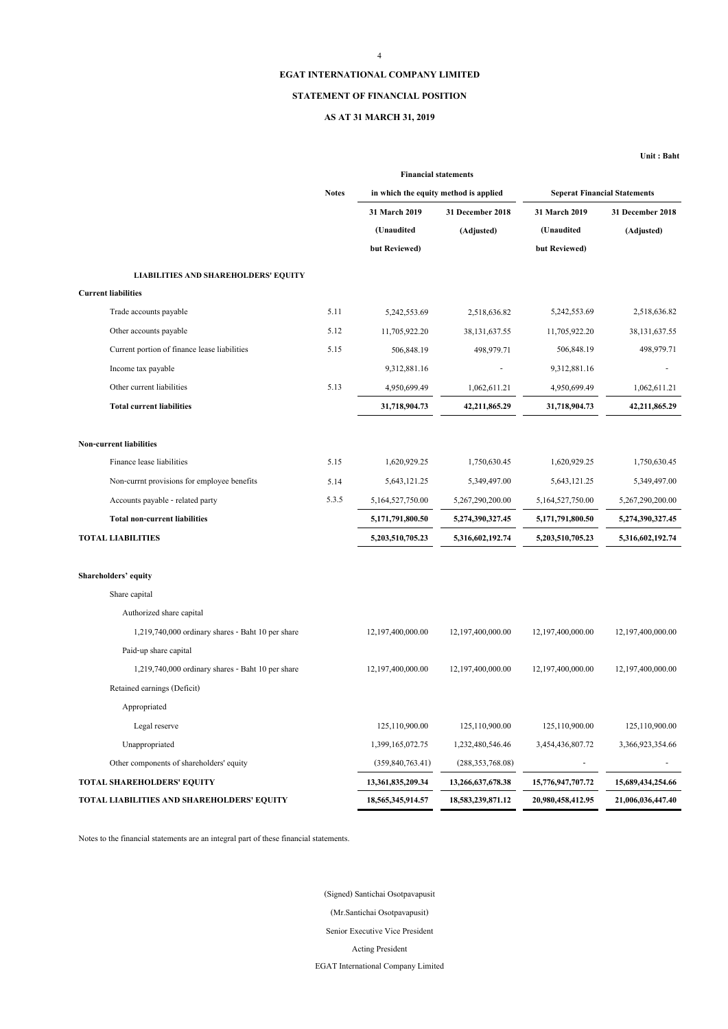**EGAT INTERNATIONAL COMPANY LIMITED**

**STATEMENT OF FINANCIAL POSITION**

**AS AT 31 MARCH 31, 2019**

**Unit : Baht**

| | Notes | Financial statements in which the equity method is applied | | Seperat Financial Statements | |
|---|---|---|---|---|---|
| | | 31 March 2019 (Unaudited but Reviewed) | 31 December 2018 (Adjusted) | 31 March 2019 (Unaudited but Reviewed) | 31 December 2018 (Adjusted) |
| **LIABILITIES AND SHAREHOLDERS' EQUITY** | | | | | |
| **Current liabilities** | | | | | |
| Trade accounts payable | 5.11 | 5,242,553.69 | 2,518,636.82 | 5,242,553.69 | 2,518,636.82 |
| Other accounts payable | 5.12 | 11,705,922.20 | 38,131,637.55 | 11,705,922.20 | 38,131,637.55 |
| Current portion of finance lease liabilities | 5.15 | 506,848.19 | 498,979.71 | 506,848.19 | 498,979.71 |
| Income tax payable | | 9,312,881.16 | - | 9,312,881.16 | - |
| Other current liabilities | 5.13 | 4,950,699.49 | 1,062,611.21 | 4,950,699.49 | 1,062,611.21 |
| **Total current liabilities** | | **31,718,904.73** | **42,211,865.29** | **31,718,904.73** | **42,211,865.29** |
| **Non-current liabilities** | | | | | |
| Finance lease liabilities | 5.15 | 1,620,929.25 | 1,750,630.45 | 1,620,929.25 | 1,750,630.45 |
| Non-currnt provisions for employee benefits | 5.14 | 5,643,121.25 | 5,349,497.00 | 5,643,121.25 | 5,349,497.00 |
| Accounts payable - related party | 5.3.5 | 5,164,527,750.00 | 5,267,290,200.00 | 5,164,527,750.00 | 5,267,290,200.00 |
| **Total non-current liabilities** | | **5,171,791,800.50** | **5,274,390,327.45** | **5,171,791,800.50** | **5,274,390,327.45** |
| **TOTAL LIABILITIES** | | **5,203,510,705.23** | **5,316,602,192.74** | **5,203,510,705.23** | **5,316,602,192.74** |
| **Shareholders' equity** | | | | | |
| Share capital | | | | | |
| Authorized share capital | | | | | |
| 1,219,740,000 ordinary shares - Baht 10 per share | | 12,197,400,000.00 | 12,197,400,000.00 | 12,197,400,000.00 | 12,197,400,000.00 |
| Paid-up share capital | | | | | |
| 1,219,740,000 ordinary shares - Baht 10 per share | | 12,197,400,000.00 | 12,197,400,000.00 | 12,197,400,000.00 | 12,197,400,000.00 |
| Retained earnings (Deficit) | | | | | |
| Appropriated | | | | | |
| Legal reserve | | 125,110,900.00 | 125,110,900.00 | 125,110,900.00 | 125,110,900.00 |
| Unappropriated | | 1,399,165,072.75 | 1,232,480,546.46 | 3,454,436,807.72 | 3,366,923,354.66 |
| Other components of shareholders' equity | | (359,840,763.41) | (288,353,768.08) | - | - |
| **TOTAL SHAREHOLDERS' EQUITY** | | **13,361,835,209.34** | **13,266,637,678.38** | **15,776,947,707.72** | **15,689,434,254.66** |
| **TOTAL LIABILITIES AND SHAREHOLDERS' EQUITY** | | **18,565,345,914.57** | **18,583,239,871.12** | **20,980,458,412.95** | **21,006,036,447.40** |

Notes to the financial statements are an integral part of these financial statements.

(Signed) Santichai Osotpavapusit

(Mr.Santichai Osotpavapusit)

Senior Executive Vice President

Acting President

EGAT International Company Limited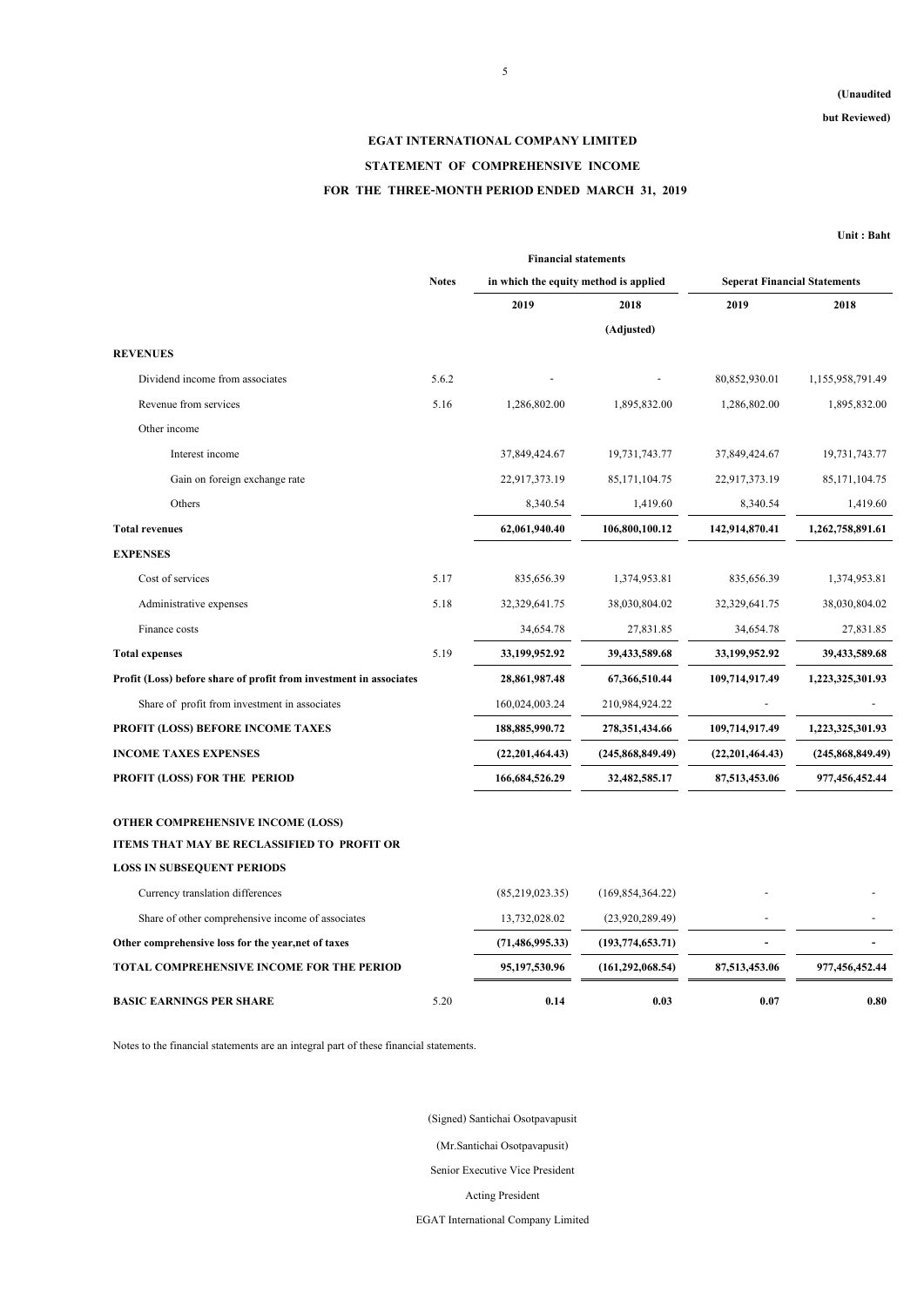(Unaudited

but Reviewed)

# EGAT INTERNATIONAL COMPANY LIMITED

## STATEMENT OF COMPREHENSIVE INCOME

## FOR THE THREE-MONTH PERIOD ENDED MARCH 31, 2019

Unit : Baht

| | Notes | Financial statements in which the equity method is applied | | Seperat Financial Statements | |
|---|---|---|---|---|---|
| | | 2019 | 2018 (Adjusted) | 2019 | 2018 |
| **REVENUES** | | | | | |
| Dividend income from associates | 5.6.2 | - | - | 80,852,930.01 | 1,155,958,791.49 |
| Revenue from services | 5.16 | 1,286,802.00 | 1,895,832.00 | 1,286,802.00 | 1,895,832.00 |
| Other income | | | | | |
| Interest income | | 37,849,424.67 | 19,731,743.77 | 37,849,424.67 | 19,731,743.77 |
| Gain on foreign exchange rate | | 22,917,373.19 | 85,171,104.75 | 22,917,373.19 | 85,171,104.75 |
| Others | | 8,340.54 | 1,419.60 | 8,340.54 | 1,419.60 |
| **Total revenues** | | **62,061,940.40** | **106,800,100.12** | **142,914,870.41** | **1,262,758,891.61** |
| **EXPENSES** | | | | | |
| Cost of services | 5.17 | 835,656.39 | 1,374,953.81 | 835,656.39 | 1,374,953.81 |
| Administrative expenses | 5.18 | 32,329,641.75 | 38,030,804.02 | 32,329,641.75 | 38,030,804.02 |
| Finance costs | | 34,654.78 | 27,831.85 | 34,654.78 | 27,831.85 |
| **Total expenses** | 5.19 | **33,199,952.92** | **39,433,589.68** | **33,199,952.92** | **39,433,589.68** |
| **Profit (Loss) before share of profit from investment in associates** | | **28,861,987.48** | **67,366,510.44** | **109,714,917.49** | **1,223,325,301.93** |
| Share of profit from investment in associates | | 160,024,003.24 | 210,984,924.22 | - | - |
| **PROFIT (LOSS) BEFORE INCOME TAXES** | | **188,885,990.72** | **278,351,434.66** | **109,714,917.49** | **1,223,325,301.93** |
| **INCOME TAXES EXPENSES** | | **(22,201,464.43)** | **(245,868,849.49)** | **(22,201,464.43)** | **(245,868,849.49)** |
| **PROFIT (LOSS) FOR THE PERIOD** | | **166,684,526.29** | **32,482,585.17** | **87,513,453.06** | **977,456,452.44** |
| **OTHER COMPREHENSIVE INCOME (LOSS)** | | | | | |
| **ITEMS THAT MAY BE RECLASSIFIED TO PROFIT OR LOSS IN SUBSEQUENT PERIODS** | | | | | |
| Currency translation differences | | (85,219,023.35) | (169,854,364.22) | - | - |
| Share of other comprehensive income of associates | | 13,732,028.02 | (23,920,289.49) | - | - |
| **Other comprehensive loss for the year,net of taxes** | | **(71,486,995.33)** | **(193,774,653.71)** | **-** | **-** |
| **TOTAL COMPREHENSIVE INCOME FOR THE PERIOD** | | **95,197,530.96** | **(161,292,068.54)** | **87,513,453.06** | **977,456,452.44** |
| **BASIC EARNINGS PER SHARE** | 5.20 | **0.14** | **0.03** | **0.07** | **0.80** |

Notes to the financial statements are an integral part of these financial statements.

(Signed) Santichai Osotpavapusit

(Mr.Santichai Osotpavapusit)

Senior Executive Vice President

Acting President

EGAT International Company Limited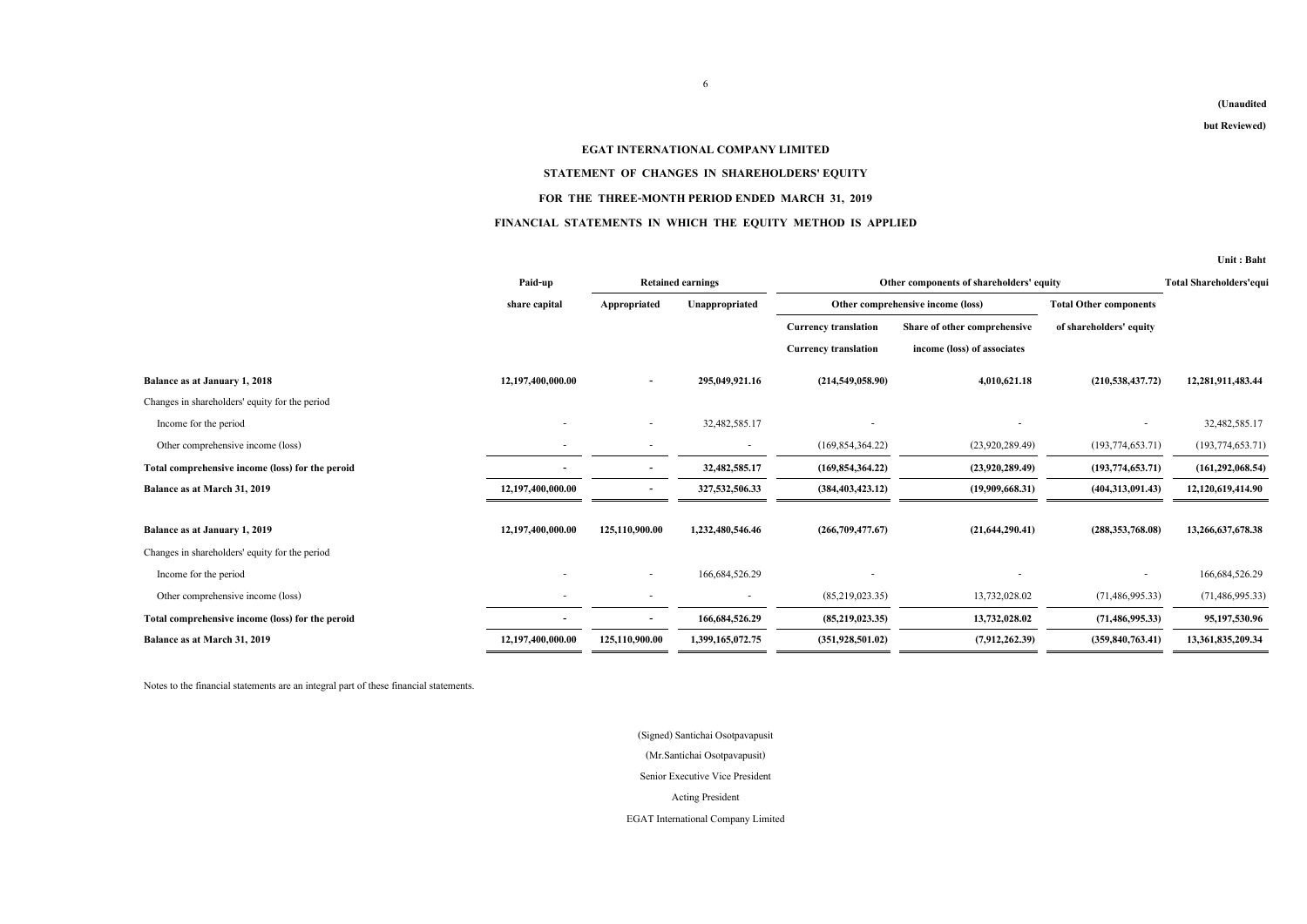(Unaudited

but Reviewed)

# EGAT INTERNATIONAL COMPANY LIMITED

## STATEMENT OF CHANGES IN SHAREHOLDERS' EQUITY

## FOR THE THREE-MONTH PERIOD ENDED MARCH 31, 2019

## FINANCIAL STATEMENTS IN WHICH THE EQUITY METHOD IS APPLIED

Unit : Baht

| | Paid-up | Retained earnings | | Other components of shareholders' equity | | | Total Shareholders'equi |
|---|---|---|---|---|---|---|---|
| | share capital | Appropriated | Unappropriated | Other comprehensive income (loss) | | Total Other components | |
| | | | | Currency translation | Share of other comprehensive | of shareholders' equity | |
| | | | | Currency translation | income (loss) of associates | | |
| **Balance as at January 1, 2018** | **12,197,400,000.00** | **-** | **295,049,921.16** | **(214,549,058.90)** | **4,010,621.18** | **(210,538,437.72)** | **12,281,911,483.44** |
| Changes in shareholders' equity for the period | | | | | | | |
| Income for the period | - | - | 32,482,585.17 | - | - | - | 32,482,585.17 |
| Other comprehensive income (loss) | - | - | - | (169,854,364.22) | (23,920,289.49) | (193,774,653.71) | (193,774,653.71) |
| **Total comprehensive income (loss) for the peroid** | **-** | **-** | **32,482,585.17** | **(169,854,364.22)** | **(23,920,289.49)** | **(193,774,653.71)** | **(161,292,068.54)** |
| **Balance as at March 31, 2019** | **12,197,400,000.00** | **-** | **327,532,506.33** | **(384,403,423.12)** | **(19,909,668.31)** | **(404,313,091.43)** | **12,120,619,414.90** |
| **Balance as at January 1, 2019** | **12,197,400,000.00** | **125,110,900.00** | **1,232,480,546.46** | **(266,709,477.67)** | **(21,644,290.41)** | **(288,353,768.08)** | **13,266,637,678.38** |
| Changes in shareholders' equity for the period | | | | | | | |
| Income for the period | - | - | 166,684,526.29 | - | - | - | 166,684,526.29 |
| Other comprehensive income (loss) | - | - | - | (85,219,023.35) | 13,732,028.02 | (71,486,995.33) | (71,486,995.33) |
| **Total comprehensive income (loss) for the peroid** | **-** | **-** | **166,684,526.29** | **(85,219,023.35)** | **13,732,028.02** | **(71,486,995.33)** | **95,197,530.96** |
| **Balance as at March 31, 2019** | **12,197,400,000.00** | **125,110,900.00** | **1,399,165,072.75** | **(351,928,501.02)** | **(7,912,262.39)** | **(359,840,763.41)** | **13,361,835,209.34** |

Notes to the financial statements are an integral part of these financial statements.

(Signed) Santichai Osotpavapusit

(Mr.Santichai Osotpavapusit)

Senior Executive Vice President

Acting President

EGAT International Company Limited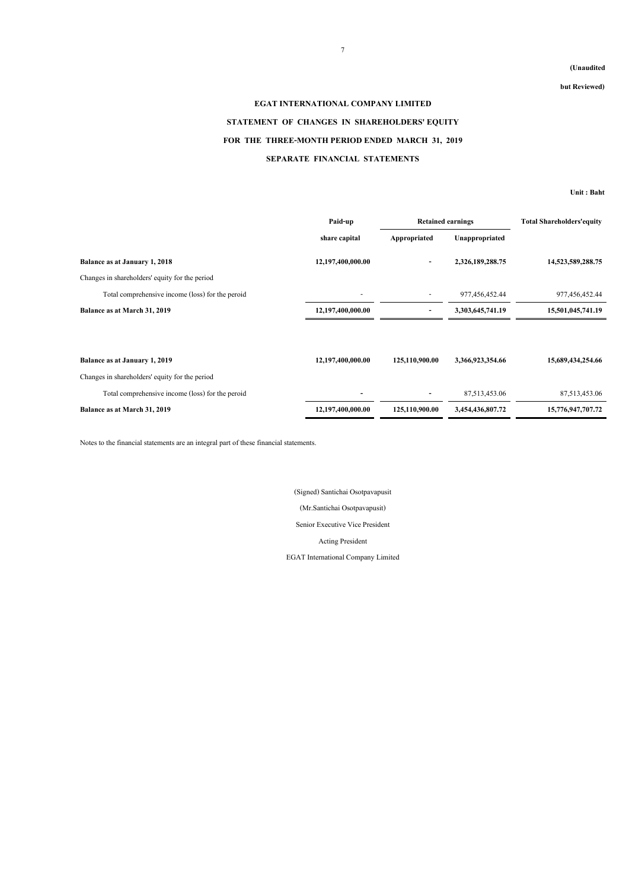(Unaudited

but Reviewed)

# EGAT INTERNATIONAL COMPANY LIMITED

## STATEMENT OF CHANGES IN SHAREHOLDERS' EQUITY

## FOR THE THREE-MONTH PERIOD ENDED MARCH 31, 2019

## SEPARATE FINANCIAL STATEMENTS

**Unit : Baht**

| | Paid-up | Retained earnings | | Total Shareholders'equity |
|---|---|---|---|---|
| | share capital | Appropriated | Unappropriated | |
| **Balance as at January 1, 2018** | **12,197,400,000.00** | **-** | **2,326,189,288.75** | **14,523,589,288.75** |
| Changes in shareholders' equity for the period | | | | |
| Total comprehensive income (loss) for the peroid | - | - | 977,456,452.44 | 977,456,452.44 |
| **Balance as at March 31, 2019** | **12,197,400,000.00** | **-** | **3,303,645,741.19** | **15,501,045,741.19** |
| | | | | |
| **Balance as at January 1, 2019** | **12,197,400,000.00** | **125,110,900.00** | **3,366,923,354.66** | **15,689,434,254.66** |
| Changes in shareholders' equity for the period | | | | |
| Total comprehensive income (loss) for the peroid | - | - | 87,513,453.06 | 87,513,453.06 |
| **Balance as at March 31, 2019** | **12,197,400,000.00** | **125,110,900.00** | **3,454,436,807.72** | **15,776,947,707.72** |

Notes to the financial statements are an integral part of these financial statements.

(Signed) Santichai Osotpavapusit

(Mr.Santichai Osotpavapusit)

Senior Executive Vice President

Acting President

EGAT International Company Limited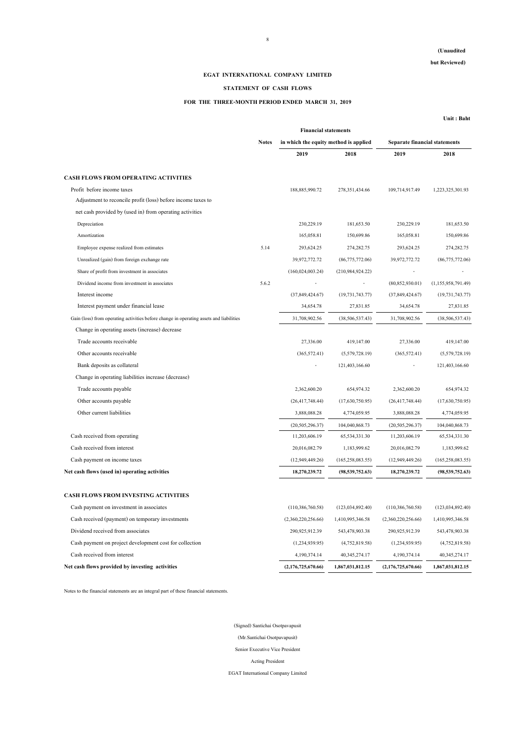(Unaudited

but Reviewed)

**EGAT INTERNATIONAL COMPANY LIMITED**

**STATEMENT OF CASH FLOWS**

**FOR THE THREE-MONTH PERIOD ENDED MARCH 31, 2019**

**Unit : Baht**

| | Notes | Financial statements in which the equity method is applied | | Separate financial statements | |
|---|---|---|---|---|---|
| | | **2019** | **2018** | **2019** | **2018** |
| **CASH FLOWS FROM OPERATING ACTIVITIES** | | | | | |
| Profit before income taxes | | 188,885,990.72 | 278,351,434.66 | 109,714,917.49 | 1,223,325,301.93 |
| Adjustment to reconcile profit (loss) before income taxes to | | | | | |
| net cash provided by (used in) from operating activities | | | | | |
| Depreciation | | 230,229.19 | 181,653.50 | 230,229.19 | 181,653.50 |
| Amortization | | 165,058.81 | 150,699.86 | 165,058.81 | 150,699.86 |
| Employee expense realized from estimates | 5.14 | 293,624.25 | 274,282.75 | 293,624.25 | 274,282.75 |
| Unrealized (gain) from foreign exchange rate | | 39,972,772.72 | (86,775,772.06) | 39,972,772.72 | (86,775,772.06) |
| Share of profit from investment in associates | | (160,024,003.24) | (210,984,924.22) | - | - |
| Dividend income from investment in associates | 5.6.2 | - | - | (80,852,930.01) | (1,155,958,791.49) |
| Interest income | | (37,849,424.67) | (19,731,743.77) | (37,849,424.67) | (19,731,743.77) |
| Interest payment under financial lease | | 34,654.78 | 27,831.85 | 34,654.78 | 27,831.85 |
| Gain (loss) from operating activities before change in operating assets and liabilities | | 31,708,902.56 | (38,506,537.43) | 31,708,902.56 | (38,506,537.43) |
| Change in operating assets (increase) decrease | | | | | |
| Trade accounts receivable | | 27,336.00 | 419,147.00 | 27,336.00 | 419,147.00 |
| Other accounts receivable | | (365,572.41) | (5,579,728.19) | (365,572.41) | (5,579,728.19) |
| Bank deposits as collateral | | - | 121,403,166.60 | - | 121,403,166.60 |
| Change in operating liabilities increase (decrease) | | | | | |
| Trade accounts payable | | 2,362,600.20 | 654,974.32 | 2,362,600.20 | 654,974.32 |
| Other accounts payable | | (26,417,748.44) | (17,630,750.95) | (26,417,748.44) | (17,630,750.95) |
| Other current liabilities | | 3,888,088.28 | 4,774,059.95 | 3,888,088.28 | 4,774,059.95 |
| | | (20,505,296.37) | 104,040,868.73 | (20,505,296.37) | 104,040,868.73 |
| Cash received from operating | | 11,203,606.19 | 65,534,331.30 | 11,203,606.19 | 65,534,331.30 |
| Cash received from interest | | 20,016,082.79 | 1,183,999.62 | 20,016,082.79 | 1,183,999.62 |
| Cash payment on income taxes | | (12,949,449.26) | (165,258,083.55) | (12,949,449.26) | (165,258,083.55) |
| **Net cash flows (used in) operating activities** | | **18,270,239.72** | **(98,539,752.63)** | **18,270,239.72** | **(98,539,752.63)** |
| **CASH FLOWS FROM INVESTING ACTIVITIES** | | | | | |
| Cash payment on investment in associates | | (110,386,760.58) | (123,034,892.40) | (110,386,760.58) | (123,034,892.40) |
| Cash received (payment) on temporary investments | | (2,360,220,256.66) | 1,410,995,346.58 | (2,360,220,256.66) | 1,410,995,346.58 |
| Dividend received from associates | | 290,925,912.39 | 543,478,903.38 | 290,925,912.39 | 543,478,903.38 |
| Cash payment on project development cost for collection | | (1,234,939.95) | (4,752,819.58) | (1,234,939.95) | (4,752,819.58) |
| Cash received from interest | | 4,190,374.14 | 40,345,274.17 | 4,190,374.14 | 40,345,274.17 |
| **Net cash flows provided by investing activities** | | **(2,176,725,670.66)** | **1,867,031,812.15** | **(2,176,725,670.66)** | **1,867,031,812.15** |

Notes to the financial statements are an integral part of these financial statements.

(Signed) Santichai Osotpavapusit

(Mr.Santichai Osotpavapusit)

Senior Executive Vice President

Acting President

EGAT International Company Limited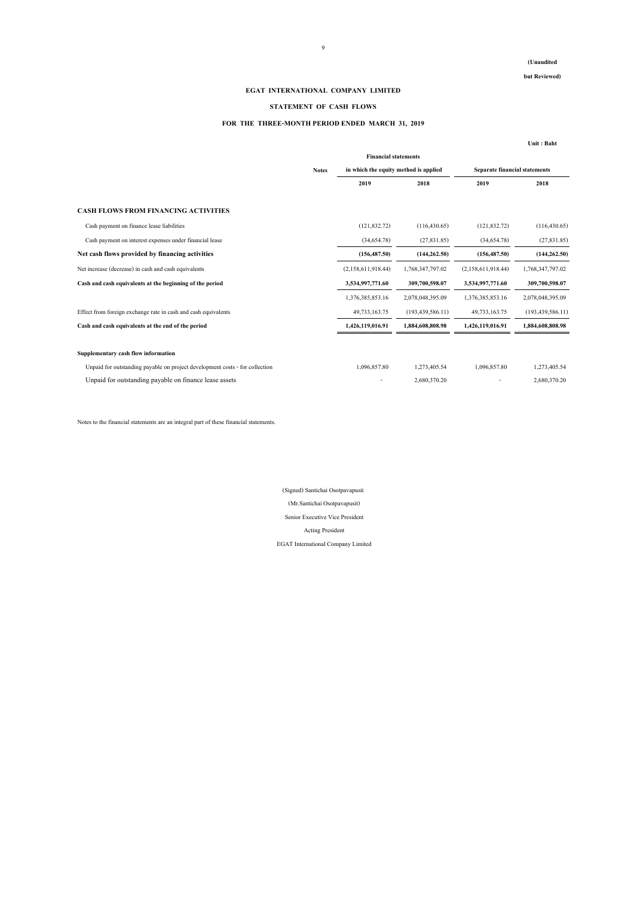(Unaudited

but Reviewed)

**EGAT INTERNATIONAL COMPANY LIMITED**

**STATEMENT OF CASH FLOWS**

**FOR THE THREE-MONTH PERIOD ENDED MARCH 31, 2019**

Unit : Baht

| | Notes | Financial statements in which the equity method is applied | | Separate financial statements | |
|---|---|---|---|---|---|
| | | 2019 | 2018 | 2019 | 2018 |
| **CASH FLOWS FROM FINANCING ACTIVITIES** | | | | | |
| Cash payment on finance lease liabilities | | (121,832.72) | (116,430.65) | (121,832.72) | (116,430.65) |
| Cash payment on interest expenses under financial lease | | (34,654.78) | (27,831.85) | (34,654.78) | (27,831.85) |
| **Net cash flows provided by financing activities** | | **(156,487.50)** | **(144,262.50)** | **(156,487.50)** | **(144,262.50)** |
| Net increase (decrease) in cash and cash equivalents | | (2,158,611,918.44) | 1,768,347,797.02 | (2,158,611,918.44) | 1,768,347,797.02 |
| **Cash and cash equivalents at the beginning of the period** | | **3,534,997,771.60** | **309,700,598.07** | **3,534,997,771.60** | **309,700,598.07** |
| | | 1,376,385,853.16 | 2,078,048,395.09 | 1,376,385,853.16 | 2,078,048,395.09 |
| Effect from foreign exchange rate in cash and cash equivalents | | 49,733,163.75 | (193,439,586.11) | 49,733,163.75 | (193,439,586.11) |
| **Cash and cash equivalents at the end of the period** | | **1,426,119,016.91** | **1,884,608,808.98** | **1,426,119,016.91** | **1,884,608,808.98** |
| **Supplementary cash flow information** | | | | | |
| Unpaid for outstanding payable on project development costs - for collection | | 1,096,857.80 | 1,273,405.54 | 1,096,857.80 | 1,273,405.54 |
| Unpaid for outstanding payable on finance lease assets | | - | 2,680,370.20 | - | 2,680,370.20 |

Notes to the financial statements are an integral part of these financial statements.

(Signed) Santichai Osotpavapusit

(Mr.Santichai Osotpavapusit)

Senior Executive Vice President

Acting President

EGAT International Company Limited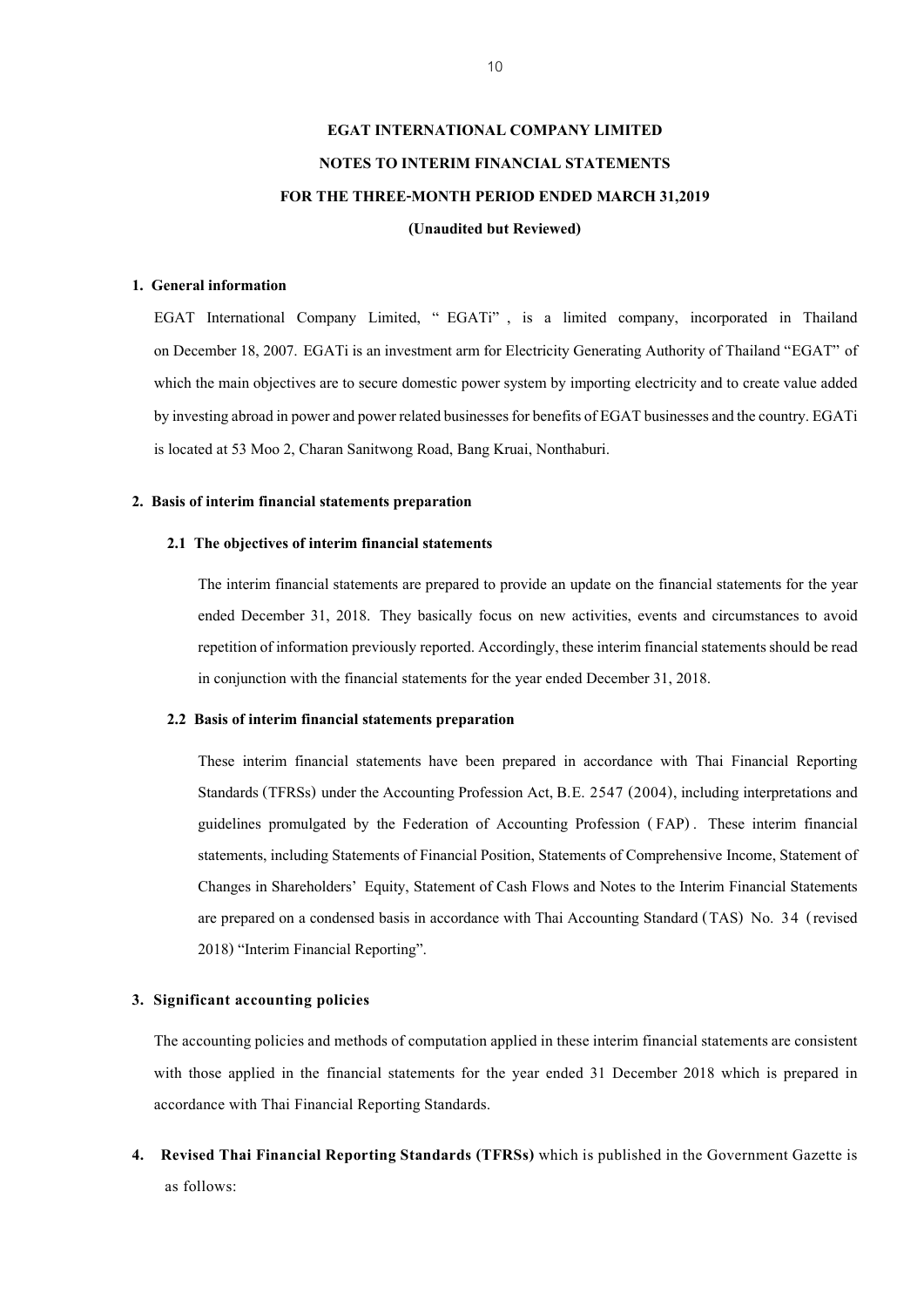**EGAT INTERNATIONAL COMPANY LIMITED**

**NOTES TO INTERIM FINANCIAL STATEMENTS**

**FOR THE THREE-MONTH PERIOD ENDED MARCH 31,2019**

**(Unaudited but Reviewed)**

## 1. General information

EGAT International Company Limited, "EGATi", is a limited company, incorporated in Thailand on December 18, 2007. EGATi is an investment arm for Electricity Generating Authority of Thailand "EGAT" of which the main objectives are to secure domestic power system by importing electricity and to create value added by investing abroad in power and power related businesses for benefits of EGAT businesses and the country. EGATi is located at 53 Moo 2, Charan Sanitwong Road, Bang Kruai, Nonthaburi.

## 2. Basis of interim financial statements preparation

### 2.1 The objectives of interim financial statements

The interim financial statements are prepared to provide an update on the financial statements for the year ended December 31, 2018. They basically focus on new activities, events and circumstances to avoid repetition of information previously reported. Accordingly, these interim financial statements should be read in conjunction with the financial statements for the year ended December 31, 2018.

### 2.2 Basis of interim financial statements preparation

These interim financial statements have been prepared in accordance with Thai Financial Reporting Standards (TFRSs) under the Accounting Profession Act, B.E. 2547 (2004), including interpretations and guidelines promulgated by the Federation of Accounting Profession (FAP). These interim financial statements, including Statements of Financial Position, Statements of Comprehensive Income, Statement of Changes in Shareholders' Equity, Statement of Cash Flows and Notes to the Interim Financial Statements are prepared on a condensed basis in accordance with Thai Accounting Standard (TAS) No. 34 (revised 2018) "Interim Financial Reporting".

## 3. Significant accounting policies

The accounting policies and methods of computation applied in these interim financial statements are consistent with those applied in the financial statements for the year ended 31 December 2018 which is prepared in accordance with Thai Financial Reporting Standards.

## 4. **Revised Thai Financial Reporting Standards (TFRSs)** which is published in the Government Gazette is as follows: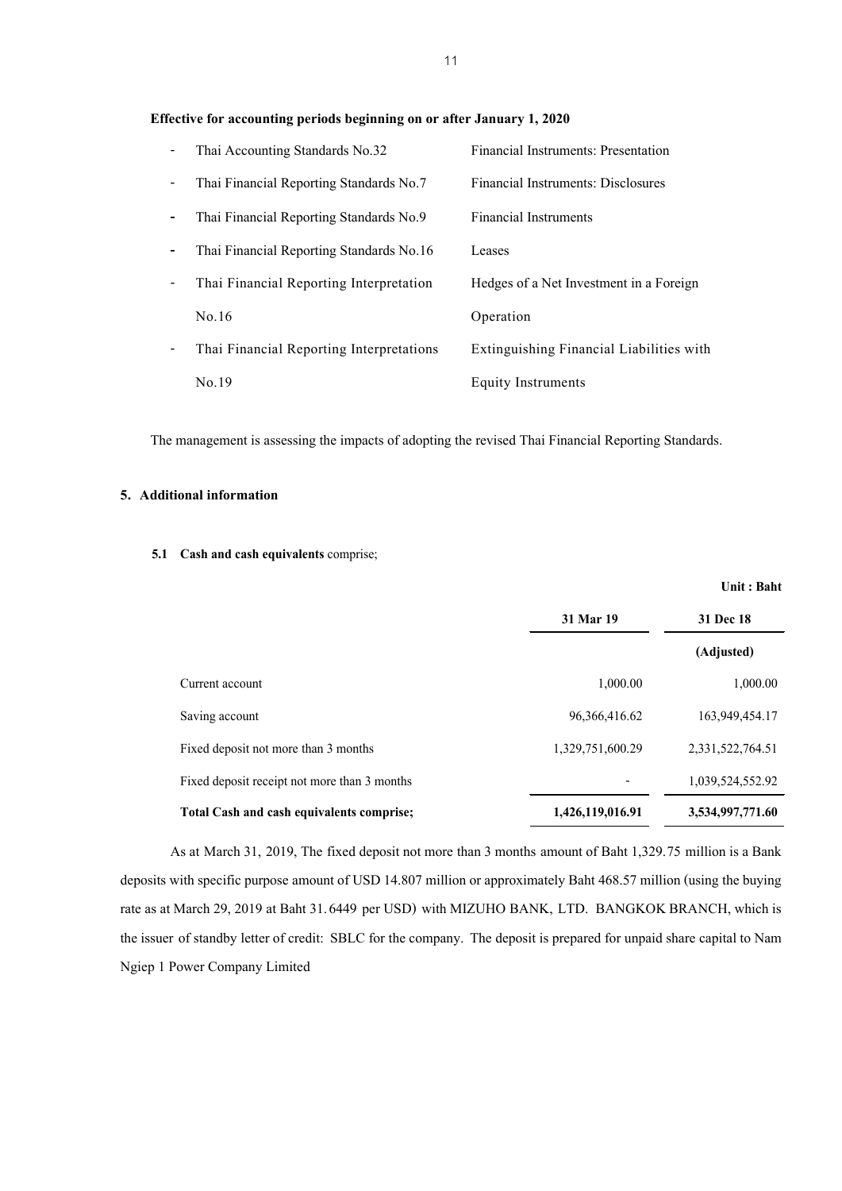**Effective for accounting periods beginning on or after January 1, 2020**

- Thai Accounting Standards No.32 — Financial Instruments: Presentation
- Thai Financial Reporting Standards No.7 — Financial Instruments: Disclosures
- Thai Financial Reporting Standards No.9 — Financial Instruments
- Thai Financial Reporting Standards No.16 — Leases
- Thai Financial Reporting Interpretation No.16 — Hedges of a Net Investment in a Foreign Operation
- Thai Financial Reporting Interpretations No.19 — Extinguishing Financial Liabilities with Equity Instruments

The management is assessing the impacts of adopting the revised Thai Financial Reporting Standards.

## 5. Additional information

**5.1 Cash and cash equivalents** comprise;

Unit : Baht

| | 31 Mar 19 | 31 Dec 18 |
|---|---|---|
| | | (Adjusted) |
| Current account | 1,000.00 | 1,000.00 |
| Saving account | 96,366,416.62 | 163,949,454.17 |
| Fixed deposit not more than 3 months | 1,329,751,600.29 | 2,331,522,764.51 |
| Fixed deposit receipt not more than 3 months | - | 1,039,524,552.92 |
| **Total Cash and cash equivalents comprise;** | **1,426,119,016.91** | **3,534,997,771.60** |

As at March 31, 2019, The fixed deposit not more than 3 months amount of Baht 1,329.75 million is a Bank deposits with specific purpose amount of USD 14.807 million or approximately Baht 468.57 million (using the buying rate as at March 29, 2019 at Baht 31.6449 per USD) with MIZUHO BANK, LTD. BANGKOK BRANCH, which is the issuer of standby letter of credit: SBLC for the company. The deposit is prepared for unpaid share capital to Nam Ngiep 1 Power Company Limited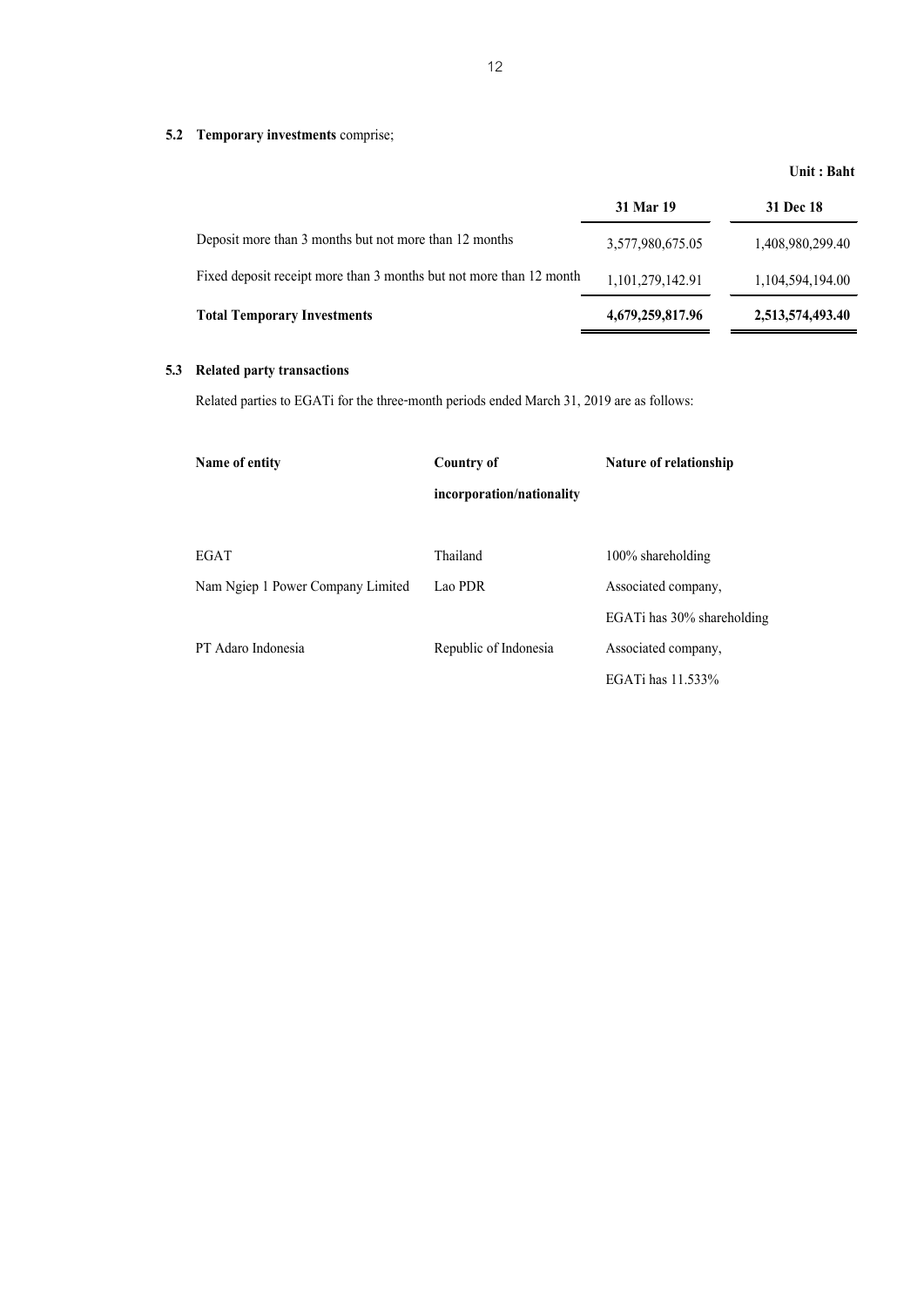### 5.2 Temporary investments comprise;

Unit : Baht

| | 31 Mar 19 | 31 Dec 18 |
|---|---|---|
| Deposit more than 3 months but not more than 12 months | 3,577,980,675.05 | 1,408,980,299.40 |
| Fixed deposit receipt more than 3 months but not more than 12 month | 1,101,279,142.91 | 1,104,594,194.00 |
| **Total Temporary Investments** | **4,679,259,817.96** | **2,513,574,493.40** |

### 5.3 Related party transactions

Related parties to EGATi for the three-month periods ended March 31, 2019 are as follows:

| Name of entity | Country of incorporation/nationality | Nature of relationship |
|---|---|---|
| EGAT | Thailand | 100% shareholding |
| Nam Ngiep 1 Power Company Limited | Lao PDR | Associated company, EGATi has 30% shareholding |
| PT Adaro Indonesia | Republic of Indonesia | Associated company, EGATi has 11.533% |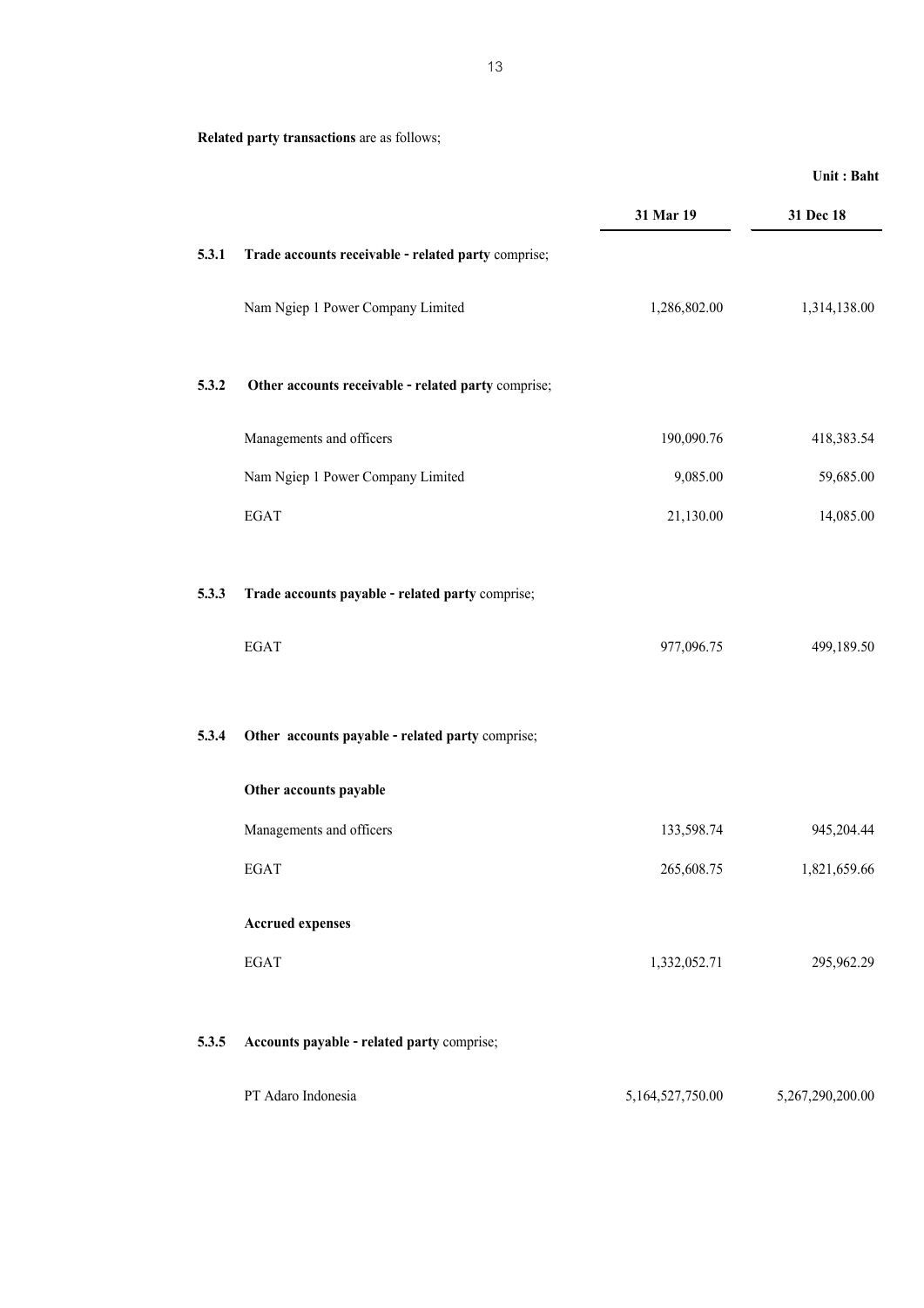**Related party transactions** are as follows;

| | | 31 Mar 19 | 31 Dec 18 |
|---|---|---|---|
| | | | **Unit : Baht** |
| **5.3.1** | **Trade accounts receivable - related party** comprise; | | |
| | Nam Ngiep 1 Power Company Limited | 1,286,802.00 | 1,314,138.00 |
| **5.3.2** | **Other accounts receivable - related party** comprise; | | |
| | Managements and officers | 190,090.76 | 418,383.54 |
| | Nam Ngiep 1 Power Company Limited | 9,085.00 | 59,685.00 |
| | EGAT | 21,130.00 | 14,085.00 |
| **5.3.3** | **Trade accounts payable - related party** comprise; | | |
| | EGAT | 977,096.75 | 499,189.50 |
| **5.3.4** | **Other accounts payable - related party** comprise; | | |
| | **Other accounts payable** | | |
| | Managements and officers | 133,598.74 | 945,204.44 |
| | EGAT | 265,608.75 | 1,821,659.66 |
| | **Accrued expenses** | | |
| | EGAT | 1,332,052.71 | 295,962.29 |
| **5.3.5** | **Accounts payable - related party** comprise; | | |
| | PT Adaro Indonesia | 5,164,527,750.00 | 5,267,290,200.00 |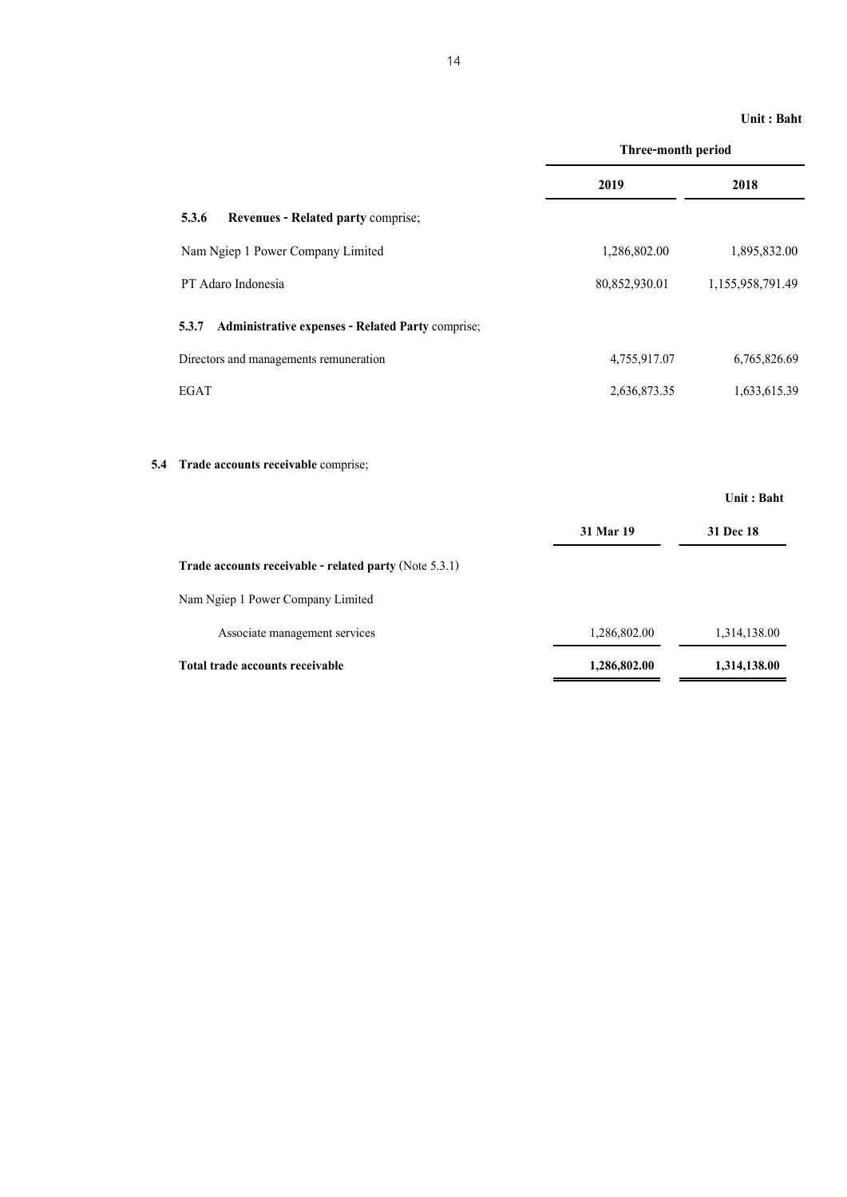Unit : Baht

| | Three-month period | |
|---|---|---|
| | 2019 | 2018 |
| **5.3.6 Revenues - Related party** comprise; | | |
| Nam Ngiep 1 Power Company Limited | 1,286,802.00 | 1,895,832.00 |
| PT Adaro Indonesia | 80,852,930.01 | 1,155,958,791.49 |
| **5.3.7 Administrative expenses - Related Party** comprise; | | |
| Directors and managements remuneration | 4,755,917.07 | 6,765,826.69 |
| EGAT | 2,636,873.35 | 1,633,615.39 |

## 5.4 Trade accounts receivable comprise;

Unit : Baht

| | 31 Mar 19 | 31 Dec 18 |
|---|---|---|
| **Trade accounts receivable - related party** (Note 5.3.1) | | |
| Nam Ngiep 1 Power Company Limited | | |
| Associate management services | 1,286,802.00 | 1,314,138.00 |
| **Total trade accounts receivable** | **1,286,802.00** | **1,314,138.00** |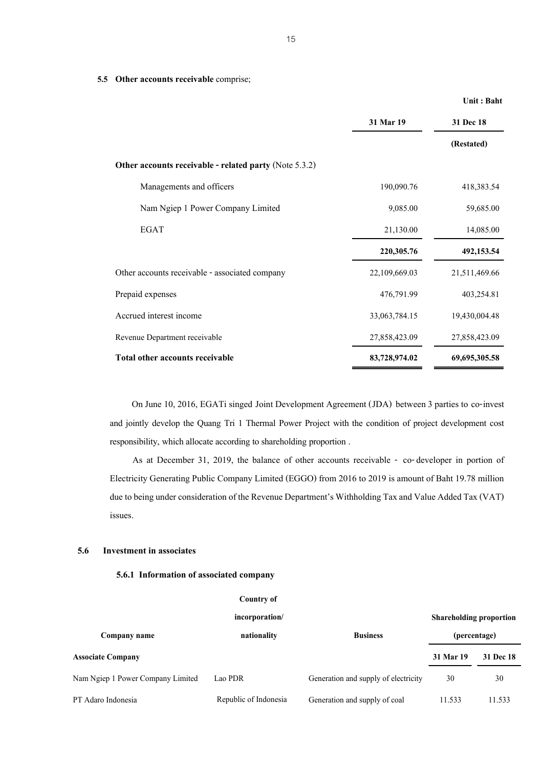**5.5 Other accounts receivable** comprise;

| | 31 Mar 19 | 31 Dec 18 |
|---|---|---|
| | | **(Restated)** |
| | | **Unit : Baht** |
| **Other accounts receivable - related party** (Note 5.3.2) | | |
| Managements and officers | 190,090.76 | 418,383.54 |
| Nam Ngiep 1 Power Company Limited | 9,085.00 | 59,685.00 |
| EGAT | 21,130.00 | 14,085.00 |
| | **220,305.76** | **492,153.54** |
| Other accounts receivable - associated company | 22,109,669.03 | 21,511,469.66 |
| Prepaid expenses | 476,791.99 | 403,254.81 |
| Accrued interest income | 33,063,784.15 | 19,430,004.48 |
| Revenue Department receivable | 27,858,423.09 | 27,858,423.09 |
| **Total other accounts receivable** | **83,728,974.02** | **69,695,305.58** |

On June 10, 2016, EGATi singed Joint Development Agreement (JDA) between 3 parties to co-invest and jointly develop the Quang Tri 1 Thermal Power Project with the condition of project development cost responsibility, which allocate according to shareholding proportion .

As at December 31, 2019, the balance of other accounts receivable - co-developer in portion of Electricity Generating Public Company Limited (EGGO) from 2016 to 2019 is amount of Baht 19.78 million due to being under consideration of the Revenue Department's Withholding Tax and Value Added Tax (VAT) issues.

## 5.6 Investment in associates

### 5.6.1 Information of associated company

| Company name | Country of incorporation/ nationality | Business | Shareholding proportion (percentage) | |
|---|---|---|---|---|
| **Associate Company** | | | **31 Mar 19** | **31 Dec 18** |
| Nam Ngiep 1 Power Company Limited | Lao PDR | Generation and supply of electricity | 30 | 30 |
| PT Adaro Indonesia | Republic of Indonesia | Generation and supply of coal | 11.533 | 11.533 |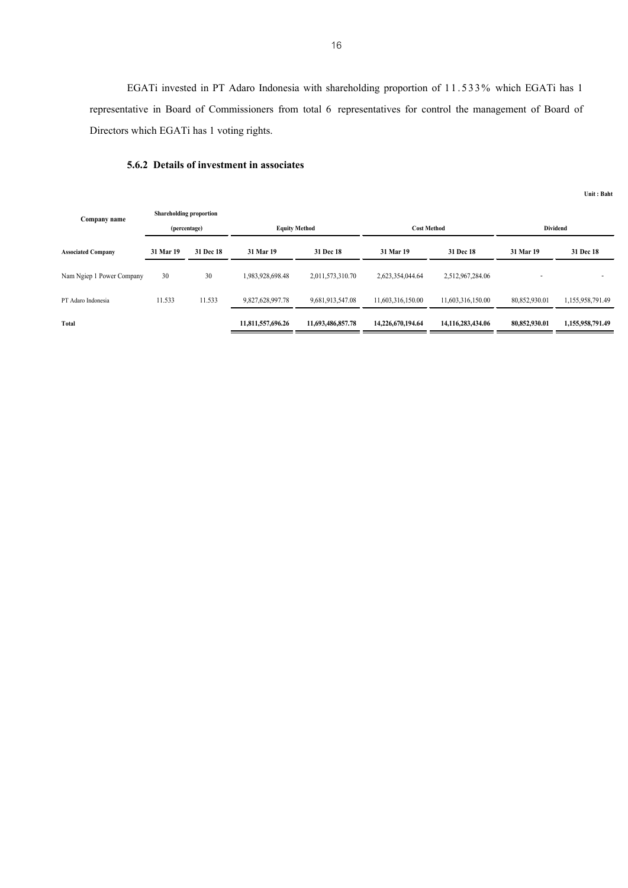EGATi invested in PT Adaro Indonesia with shareholding proportion of 11.533% which EGATi has 1 representative in Board of Commissioners from total 6 representatives for control the management of Board of Directors which EGATi has 1 voting rights.

### 5.6.2 Details of investment in associates

Unit : Baht

| Company name | Shareholding proportion (percentage) | | Equity Method | | Cost Method | | Dividend | |
|---|---|---|---|---|---|---|---|---|
| **Associated Company** | **31 Mar 19** | **31 Dec 18** | **31 Mar 19** | **31 Dec 18** | **31 Mar 19** | **31 Dec 18** | **31 Mar 19** | **31 Dec 18** |
| Nam Ngiep 1 Power Company | 30 | 30 | 1,983,928,698.48 | 2,011,573,310.70 | 2,623,354,044.64 | 2,512,967,284.06 | - | - |
| PT Adaro Indonesia | 11.533 | 11.533 | 9,827,628,997.78 | 9,681,913,547.08 | 11,603,316,150.00 | 11,603,316,150.00 | 80,852,930.01 | 1,155,958,791.49 |
| **Total** | | | **11,811,557,696.26** | **11,693,486,857.78** | **14,226,670,194.64** | **14,116,283,434.06** | **80,852,930.01** | **1,155,958,791.49** |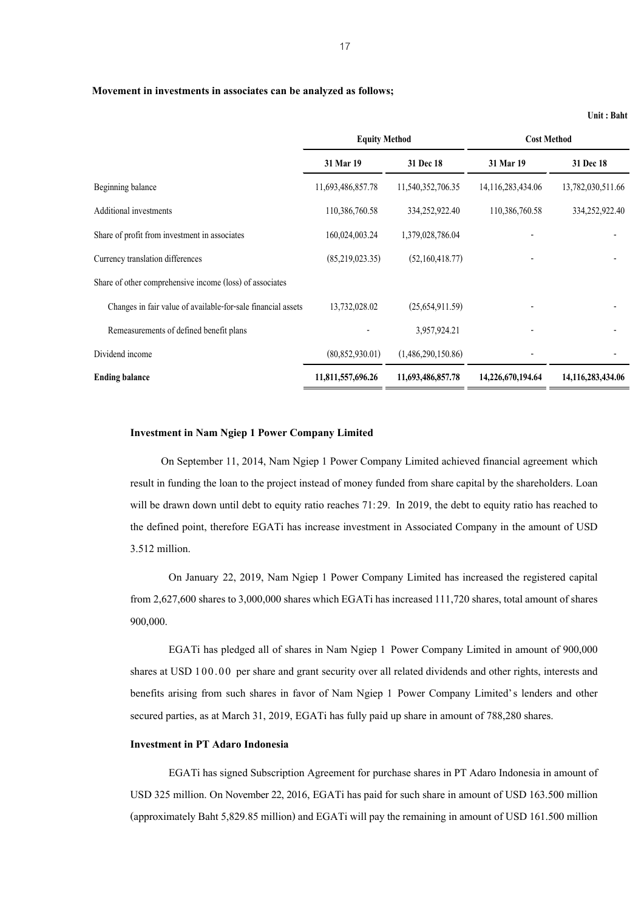**Movement in investments in associates can be analyzed as follows;**

**Unit : Baht**

| | **Equity Method** | | **Cost Method** | |
|---|---|---|---|---|
| | **31 Mar 19** | **31 Dec 18** | **31 Mar 19** | **31 Dec 18** |
| Beginning balance | 11,693,486,857.78 | 11,540,352,706.35 | 14,116,283,434.06 | 13,782,030,511.66 |
| Additional investments | 110,386,760.58 | 334,252,922.40 | 110,386,760.58 | 334,252,922.40 |
| Share of profit from investment in associates | 160,024,003.24 | 1,379,028,786.04 | - | - |
| Currency translation differences | (85,219,023.35) | (52,160,418.77) | - | - |
| Share of other comprehensive income (loss) of associates | | | | |
| Changes in fair value of available-for-sale financial assets | 13,732,028.02 | (25,654,911.59) | - | - |
| Remeasurements of defined benefit plans | - | 3,957,924.21 | - | - |
| Dividend income | (80,852,930.01) | (1,486,290,150.86) | - | - |
| **Ending balance** | **11,811,557,696.26** | **11,693,486,857.78** | **14,226,670,194.64** | **14,116,283,434.06** |

**Investment in Nam Ngiep 1 Power Company Limited**

On September 11, 2014, Nam Ngiep 1 Power Company Limited achieved financial agreement which result in funding the loan to the project instead of money funded from share capital by the shareholders. Loan will be drawn down until debt to equity ratio reaches 71:29. In 2019, the debt to equity ratio has reached to the defined point, therefore EGATi has increase investment in Associated Company in the amount of USD 3.512 million.

On January 22, 2019, Nam Ngiep 1 Power Company Limited has increased the registered capital from 2,627,600 shares to 3,000,000 shares which EGATi has increased 111,720 shares, total amount of shares 900,000.

EGATi has pledged all of shares in Nam Ngiep 1 Power Company Limited in amount of 900,000 shares at USD 100.00 per share and grant security over all related dividends and other rights, interests and benefits arising from such shares in favor of Nam Ngiep 1 Power Company Limited's lenders and other secured parties, as at March 31, 2019, EGATi has fully paid up share in amount of 788,280 shares.

**Investment in PT Adaro Indonesia**

EGATi has signed Subscription Agreement for purchase shares in PT Adaro Indonesia in amount of USD 325 million. On November 22, 2016, EGATi has paid for such share in amount of USD 163.500 million (approximately Baht 5,829.85 million) and EGATi will pay the remaining in amount of USD 161.500 million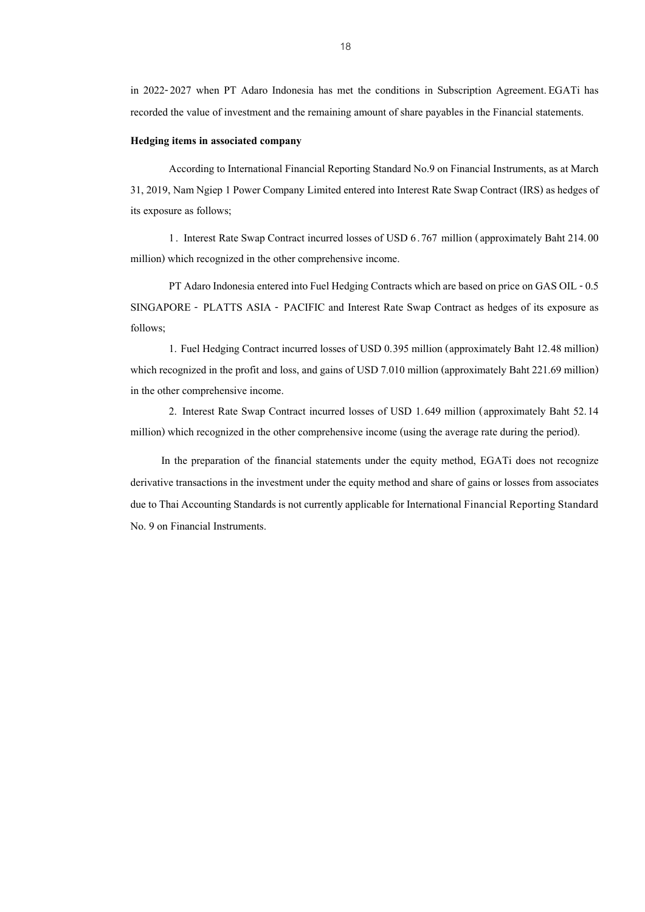in 2022-2027 when PT Adaro Indonesia has met the conditions in Subscription Agreement. EGATi has recorded the value of investment and the remaining amount of share payables in the Financial statements.

**Hedging items in associated company**

According to International Financial Reporting Standard No.9 on Financial Instruments, as at March 31, 2019, Nam Ngiep 1 Power Company Limited entered into Interest Rate Swap Contract (IRS) as hedges of its exposure as follows;

1. Interest Rate Swap Contract incurred losses of USD 6.767 million (approximately Baht 214.00 million) which recognized in the other comprehensive income.

PT Adaro Indonesia entered into Fuel Hedging Contracts which are based on price on GAS OIL - 0.5 SINGAPORE - PLATTS ASIA - PACIFIC and Interest Rate Swap Contract as hedges of its exposure as follows;

1. Fuel Hedging Contract incurred losses of USD 0.395 million (approximately Baht 12.48 million) which recognized in the profit and loss, and gains of USD 7.010 million (approximately Baht 221.69 million) in the other comprehensive income.

2. Interest Rate Swap Contract incurred losses of USD 1.649 million (approximately Baht 52.14 million) which recognized in the other comprehensive income (using the average rate during the period).

In the preparation of the financial statements under the equity method, EGATi does not recognize derivative transactions in the investment under the equity method and share of gains or losses from associates due to Thai Accounting Standards is not currently applicable for International Financial Reporting Standard No. 9 on Financial Instruments.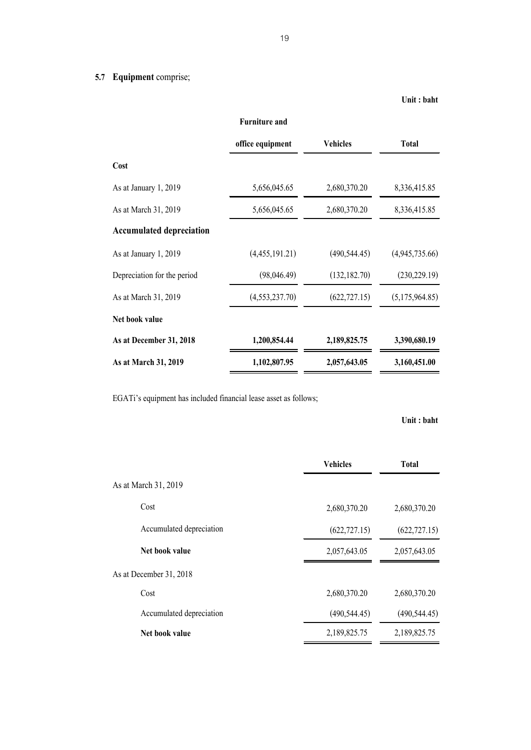## 5.7 **Equipment** comprise;

**Unit : baht**

| | **Furniture and office equipment** | **Vehicles** | **Total** |
|---|---|---|---|
| **Cost** | | | |
| As at January 1, 2019 | 5,656,045.65 | 2,680,370.20 | 8,336,415.85 |
| As at March 31, 2019 | 5,656,045.65 | 2,680,370.20 | 8,336,415.85 |
| **Accumulated depreciation** | | | |
| As at January 1, 2019 | (4,455,191.21) | (490,544.45) | (4,945,735.66) |
| Depreciation for the period | (98,046.49) | (132,182.70) | (230,229.19) |
| As at March 31, 2019 | (4,553,237.70) | (622,727.15) | (5,175,964.85) |
| **Net book value** | | | |
| **As at December 31, 2018** | **1,200,854.44** | **2,189,825.75** | **3,390,680.19** |
| **As at March 31, 2019** | **1,102,807.95** | **2,057,643.05** | **3,160,451.00** |

EGATi's equipment has included financial lease asset as follows;

**Unit : baht**

| | **Vehicles** | **Total** |
|---|---|---|
| As at March 31, 2019 | | |
| Cost | 2,680,370.20 | 2,680,370.20 |
| Accumulated depreciation | (622,727.15) | (622,727.15) |
| **Net book value** | 2,057,643.05 | 2,057,643.05 |
| As at December 31, 2018 | | |
| Cost | 2,680,370.20 | 2,680,370.20 |
| Accumulated depreciation | (490,544.45) | (490,544.45) |
| **Net book value** | 2,189,825.75 | 2,189,825.75 |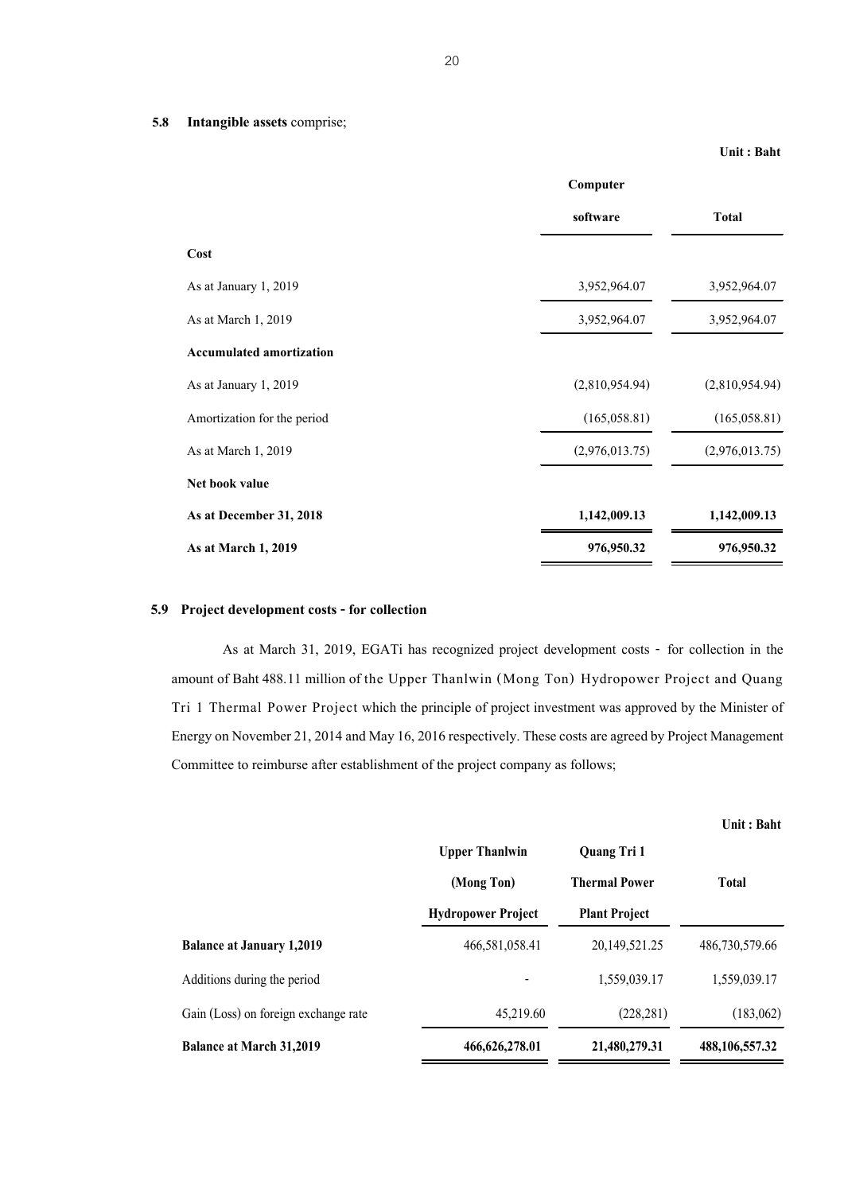**5.8 Intangible assets** comprise;

**Unit : Baht**

| | **Computer software** | **Total** |
|---|---|---|
| **Cost** | | |
| As at January 1, 2019 | 3,952,964.07 | 3,952,964.07 |
| As at March 1, 2019 | 3,952,964.07 | 3,952,964.07 |
| **Accumulated amortization** | | |
| As at January 1, 2019 | (2,810,954.94) | (2,810,954.94) |
| Amortization for the period | (165,058.81) | (165,058.81) |
| As at March 1, 2019 | (2,976,013.75) | (2,976,013.75) |
| **Net book value** | | |
| **As at December 31, 2018** | **1,142,009.13** | **1,142,009.13** |
| **As at March 1, 2019** | **976,950.32** | **976,950.32** |

**5.9 Project development costs - for collection**

As at March 31, 2019, EGATi has recognized project development costs - for collection in the amount of Baht 488.11 million of the Upper Thanlwin (Mong Ton) Hydropower Project and Quang Tri 1 Thermal Power Project which the principle of project investment was approved by the Minister of Energy on November 21, 2014 and May 16, 2016 respectively. These costs are agreed by Project Management Committee to reimburse after establishment of the project company as follows;

**Unit : Baht**

| | **Upper Thanlwin (Mong Ton) Hydropower Project** | **Quang Tri 1 Thermal Power Plant Project** | **Total** |
|---|---|---|---|
| **Balance at January 1,2019** | 466,581,058.41 | 20,149,521.25 | 486,730,579.66 |
| Additions during the period | - | 1,559,039.17 | 1,559,039.17 |
| Gain (Loss) on foreign exchange rate | 45,219.60 | (228,281) | (183,062) |
| **Balance at March 31,2019** | **466,626,278.01** | **21,480,279.31** | **488,106,557.32** |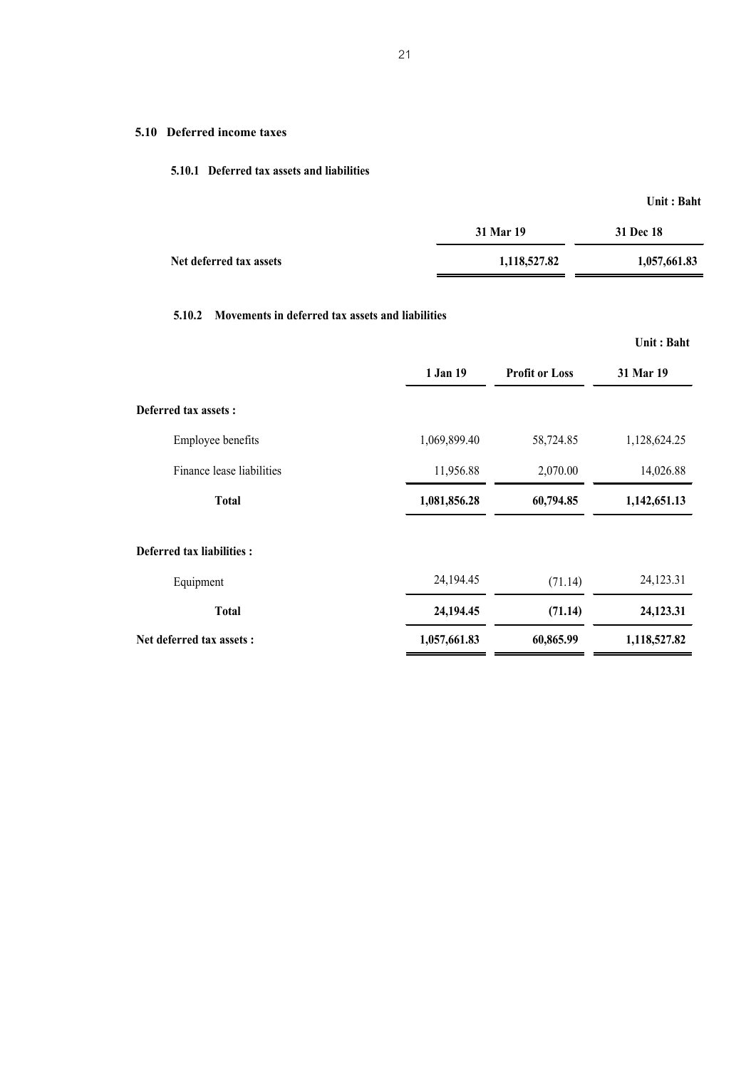## 5.10 Deferred income taxes

### 5.10.1 Deferred tax assets and liabilities

**Unit : Baht**

| | 31 Mar 19 | 31 Dec 18 |
|---|---|---|
| **Net deferred tax assets** | **1,118,527.82** | **1,057,661.83** |

### 5.10.2 Movements in deferred tax assets and liabilities

**Unit : Baht**

| | 1 Jan 19 | Profit or Loss | 31 Mar 19 |
|---|---|---|---|
| **Deferred tax assets :** | | | |
| Employee benefits | 1,069,899.40 | 58,724.85 | 1,128,624.25 |
| Finance lease liabilities | 11,956.88 | 2,070.00 | 14,026.88 |
| **Total** | **1,081,856.28** | **60,794.85** | **1,142,651.13** |
| **Deferred tax liabilities :** | | | |
| Equipment | 24,194.45 | (71.14) | 24,123.31 |
| **Total** | **24,194.45** | **(71.14)** | **24,123.31** |
| **Net deferred tax assets :** | **1,057,661.83** | **60,865.99** | **1,118,527.82** |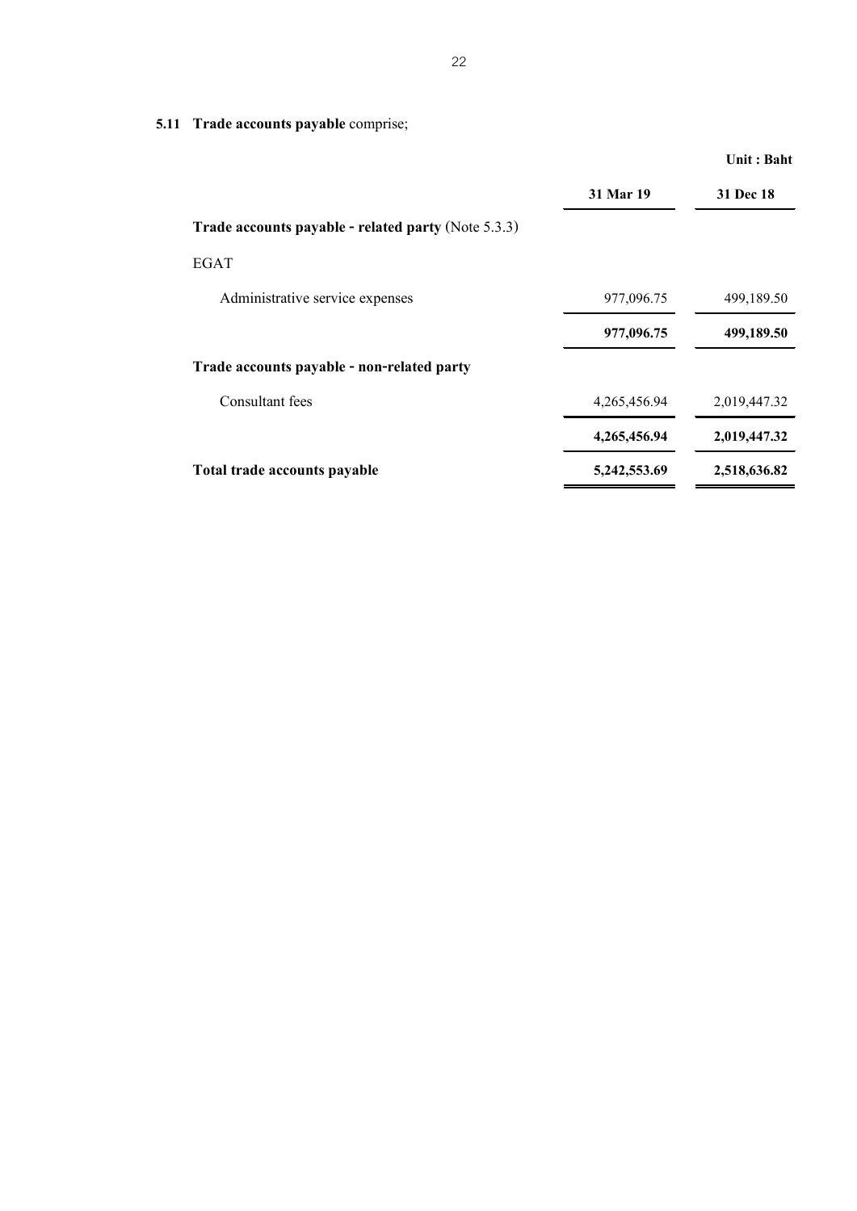**5.11 Trade accounts payable** comprise;

| | | Unit : Baht |
|---|---|---|
| | **31 Mar 19** | **31 Dec 18** |
| **Trade accounts payable - related party** (Note 5.3.3) | | |
| EGAT | | |
| Administrative service expenses | 977,096.75 | 499,189.50 |
| | **977,096.75** | **499,189.50** |
| **Trade accounts payable - non-related party** | | |
| Consultant fees | 4,265,456.94 | 2,019,447.32 |
| | **4,265,456.94** | **2,019,447.32** |
| **Total trade accounts payable** | **5,242,553.69** | **2,518,636.82** |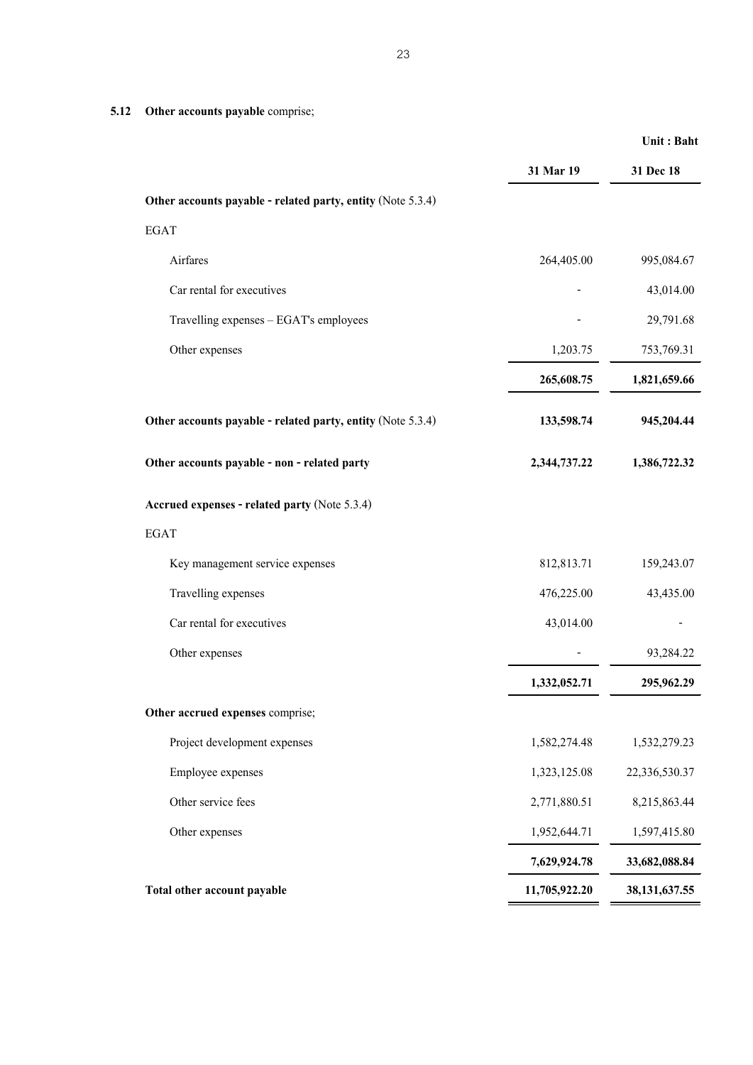**5.12 Other accounts payable** comprise;

| | 31 Mar 19 | 31 Dec 18 |
|---|---|---|
| | | **Unit : Baht** |
| **Other accounts payable - related party, entity** (Note 5.3.4) | | |
| EGAT | | |
| Airfares | 264,405.00 | 995,084.67 |
| Car rental for executives | - | 43,014.00 |
| Travelling expenses – EGAT's employees | - | 29,791.68 |
| Other expenses | 1,203.75 | 753,769.31 |
| | **265,608.75** | **1,821,659.66** |
| **Other accounts payable - related party, entity** (Note 5.3.4) | **133,598.74** | **945,204.44** |
| **Other accounts payable - non - related party** | **2,344,737.22** | **1,386,722.32** |
| **Accrued expenses - related party** (Note 5.3.4) | | |
| EGAT | | |
| Key management service expenses | 812,813.71 | 159,243.07 |
| Travelling expenses | 476,225.00 | 43,435.00 |
| Car rental for executives | 43,014.00 | - |
| Other expenses | - | 93,284.22 |
| | **1,332,052.71** | **295,962.29** |
| **Other accrued expenses** comprise; | | |
| Project development expenses | 1,582,274.48 | 1,532,279.23 |
| Employee expenses | 1,323,125.08 | 22,336,530.37 |
| Other service fees | 2,771,880.51 | 8,215,863.44 |
| Other expenses | 1,952,644.71 | 1,597,415.80 |
| | **7,629,924.78** | **33,682,088.84** |
| **Total other account payable** | **11,705,922.20** | **38,131,637.55** |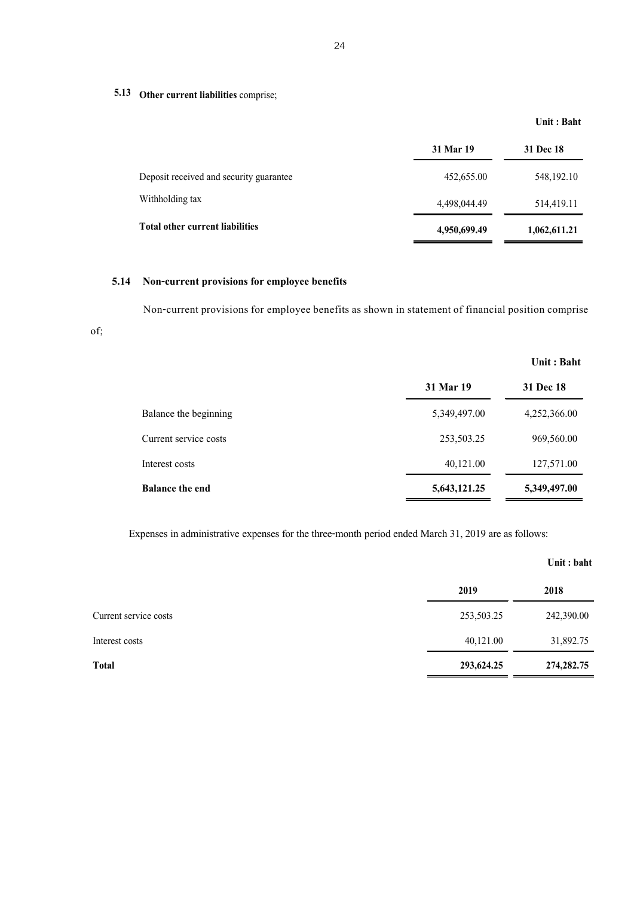**5.13 Other current liabilities** comprise;

| | | Unit : Baht |
|---|---|---|
| | **31 Mar 19** | **31 Dec 18** |
| Deposit received and security guarantee | 452,655.00 | 548,192.10 |
| Withholding tax | 4,498,044.49 | 514,419.11 |
| **Total other current liabilities** | **4,950,699.49** | **1,062,611.21** |

### 5.14 Non-current provisions for employee benefits

Non-current provisions for employee benefits as shown in statement of financial position comprise of;

| | | Unit : Baht |
|---|---|---|
| | **31 Mar 19** | **31 Dec 18** |
| Balance the beginning | 5,349,497.00 | 4,252,366.00 |
| Current service costs | 253,503.25 | 969,560.00 |
| Interest costs | 40,121.00 | 127,571.00 |
| **Balance the end** | **5,643,121.25** | **5,349,497.00** |

Expenses in administrative expenses for the three-month period ended March 31, 2019 are as follows:

| | | Unit : baht |
|---|---|---|
| | **2019** | **2018** |
| Current service costs | 253,503.25 | 242,390.00 |
| Interest costs | 40,121.00 | 31,892.75 |
| **Total** | **293,624.25** | **274,282.75** |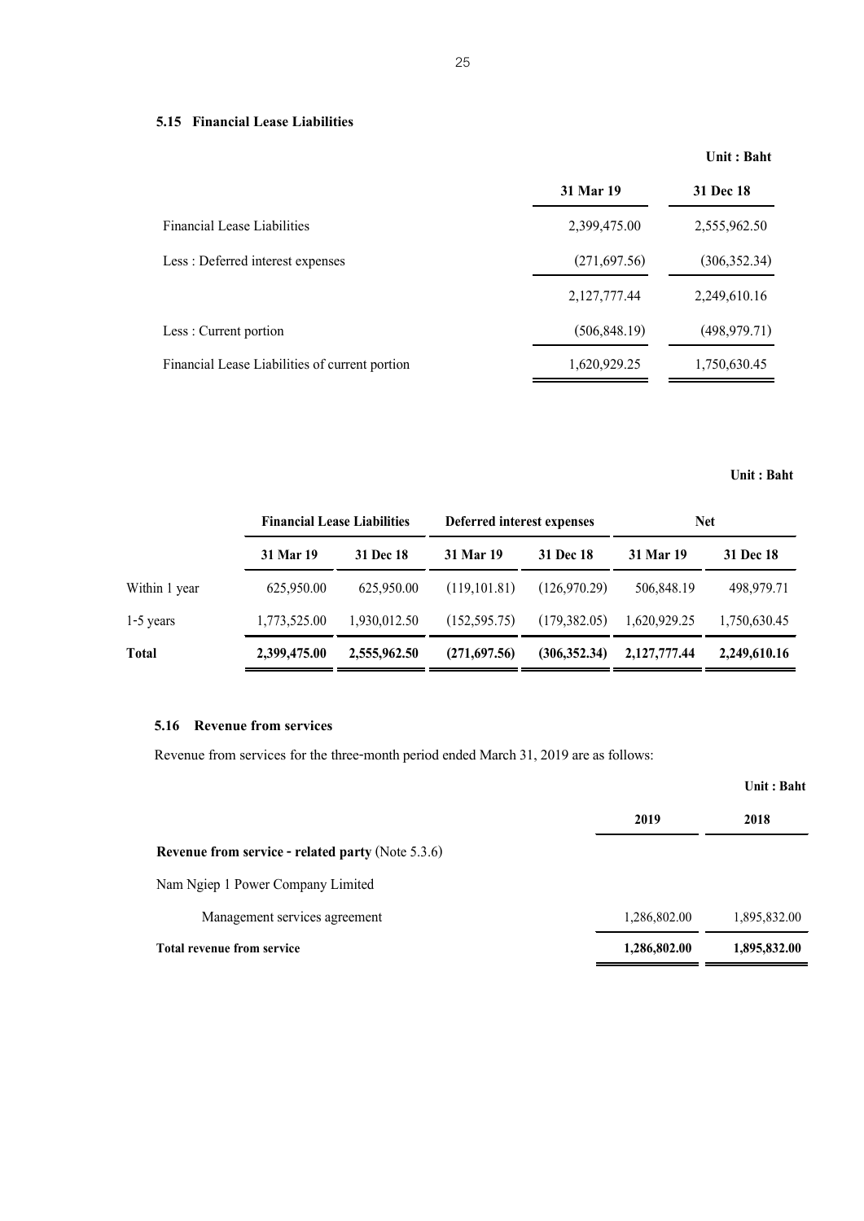### 5.15 Financial Lease Liabilities

Unit : Baht

| | 31 Mar 19 | 31 Dec 18 |
|---|---|---|
| Financial Lease Liabilities | 2,399,475.00 | 2,555,962.50 |
| Less : Deferred interest expenses | (271,697.56) | (306,352.34) |
| | 2,127,777.44 | 2,249,610.16 |
| Less : Current portion | (506,848.19) | (498,979.71) |
| Financial Lease Liabilities of current portion | 1,620,929.25 | 1,750,630.45 |

Unit : Baht

| | Financial Lease Liabilities | | Deferred interest expenses | | Net | |
|---|---|---|---|---|---|---|
| | 31 Mar 19 | 31 Dec 18 | 31 Mar 19 | 31 Dec 18 | 31 Mar 19 | 31 Dec 18 |
| Within 1 year | 625,950.00 | 625,950.00 | (119,101.81) | (126,970.29) | 506,848.19 | 498,979.71 |
| 1-5 years | 1,773,525.00 | 1,930,012.50 | (152,595.75) | (179,382.05) | 1,620,929.25 | 1,750,630.45 |
| **Total** | **2,399,475.00** | **2,555,962.50** | **(271,697.56)** | **(306,352.34)** | **2,127,777.44** | **2,249,610.16** |

### 5.16 Revenue from services

Revenue from services for the three-month period ended March 31, 2019 are as follows:

Unit : Baht

| | 2019 | 2018 |
|---|---|---|
| **Revenue from service - related party** (Note 5.3.6) | | |
| Nam Ngiep 1 Power Company Limited | | |
| Management services agreement | 1,286,802.00 | 1,895,832.00 |
| **Total revenue from service** | **1,286,802.00** | **1,895,832.00** |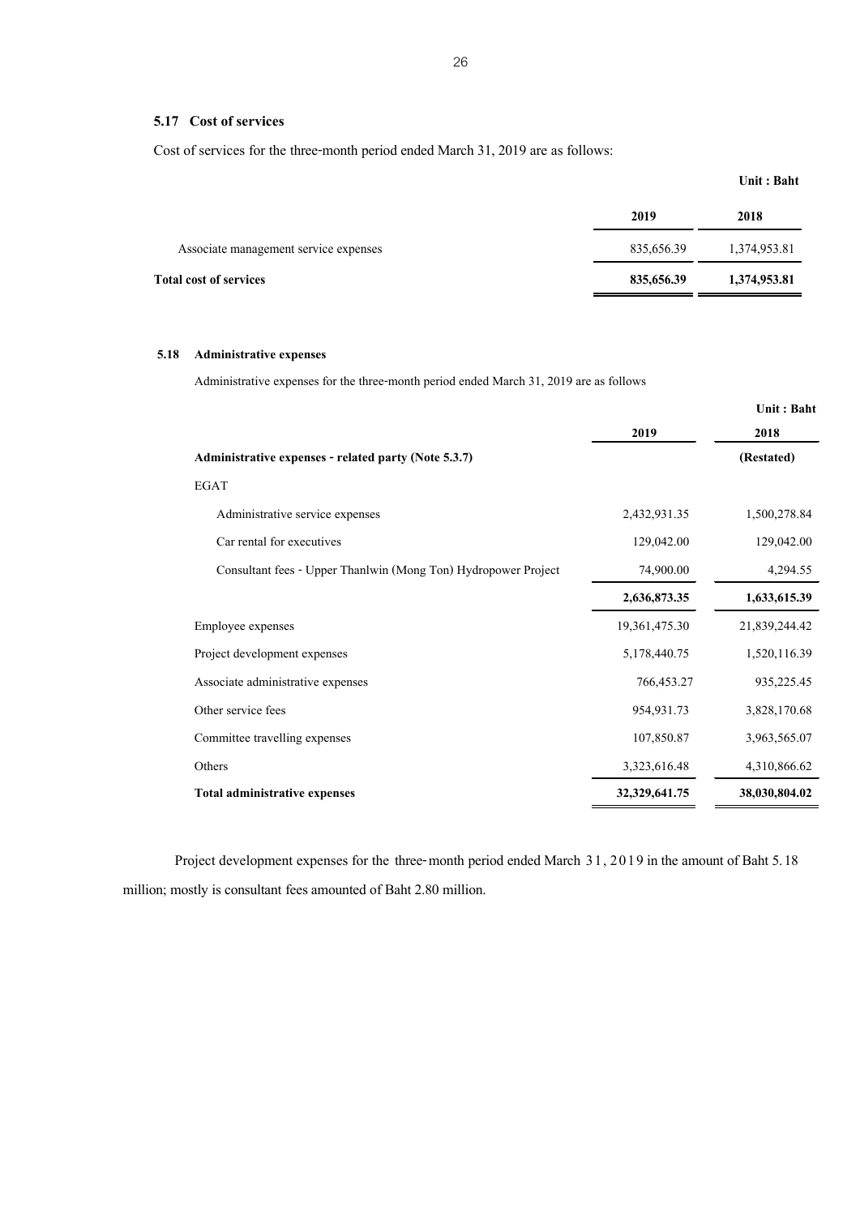### 5.17 Cost of services

Cost of services for the three-month period ended March 31, 2019 are as follows:

| | | Unit : Baht |
|---|---|---|
| | **2019** | **2018** |
| Associate management service expenses | 835,656.39 | 1,374,953.81 |
| **Total cost of services** | **835,656.39** | **1,374,953.81** |

### 5.18 Administrative expenses

Administrative expenses for the three-month period ended March 31, 2019 are as follows

| | | Unit : Baht |
|---|---|---|
| | **2019** | **2018** |
| **Administrative expenses - related party (Note 5.3.7)** | | **(Restated)** |
| EGAT | | |
| Administrative service expenses | 2,432,931.35 | 1,500,278.84 |
| Car rental for executives | 129,042.00 | 129,042.00 |
| Consultant fees - Upper Thanlwin (Mong Ton) Hydropower Project | 74,900.00 | 4,294.55 |
| | **2,636,873.35** | **1,633,615.39** |
| Employee expenses | 19,361,475.30 | 21,839,244.42 |
| Project development expenses | 5,178,440.75 | 1,520,116.39 |
| Associate administrative expenses | 766,453.27 | 935,225.45 |
| Other service fees | 954,931.73 | 3,828,170.68 |
| Committee travelling expenses | 107,850.87 | 3,963,565.07 |
| Others | 3,323,616.48 | 4,310,866.62 |
| **Total administrative expenses** | **32,329,641.75** | **38,030,804.02** |

Project development expenses for the three-month period ended March 31, 2019 in the amount of Baht 5.18 million; mostly is consultant fees amounted of Baht 2.80 million.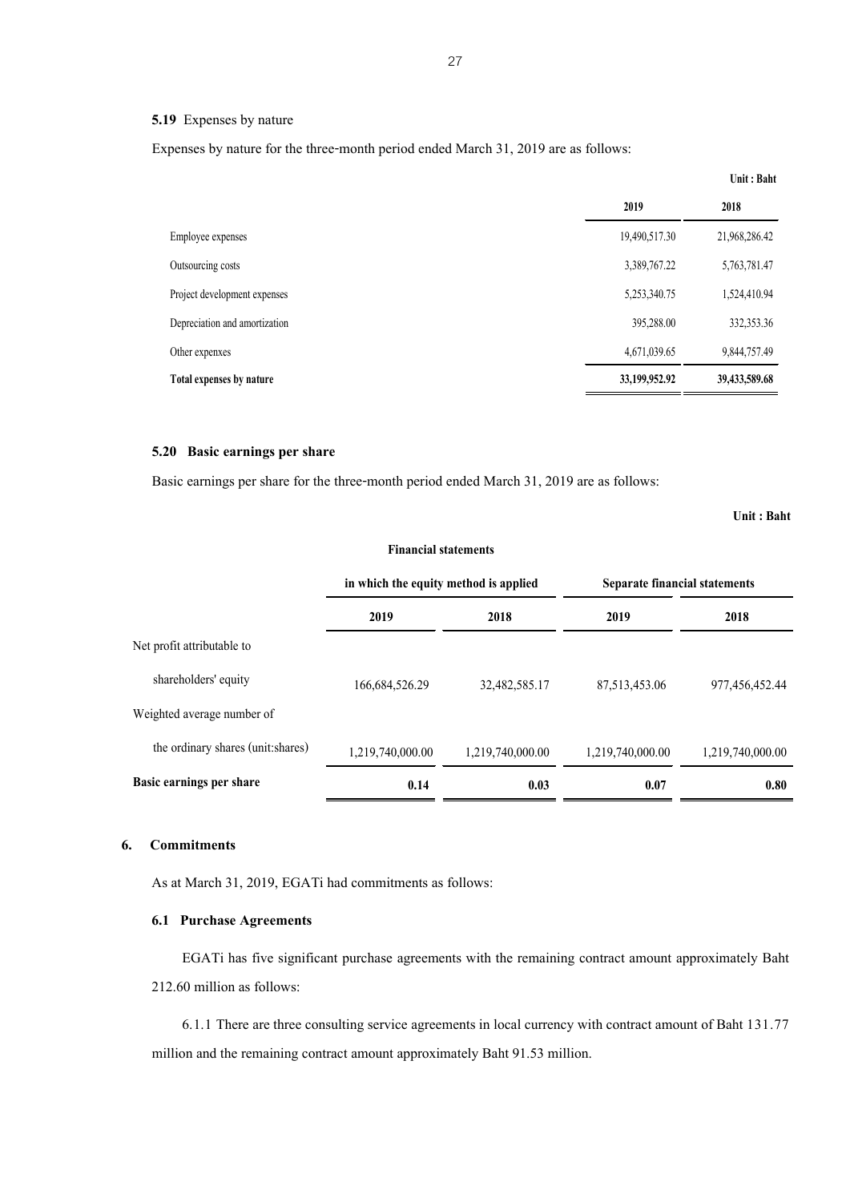### 5.19 Expenses by nature

Expenses by nature for the three-month period ended March 31, 2019 are as follows:

Unit : Baht

| | 2019 | 2018 |
|---|---|---|
| Employee expenses | 19,490,517.30 | 21,968,286.42 |
| Outsourcing costs | 3,389,767.22 | 5,763,781.47 |
| Project development expenses | 5,253,340.75 | 1,524,410.94 |
| Depreciation and amortization | 395,288.00 | 332,353.36 |
| Other expenxes | 4,671,039.65 | 9,844,757.49 |
| **Total expenses by nature** | **33,199,952.92** | **39,433,589.68** |

### 5.20 Basic earnings per share

Basic earnings per share for the three-month period ended March 31, 2019 are as follows:

**Unit : Baht**

| | Financial statements in which the equity method is applied | | Separate financial statements | |
|---|---|---|---|---|
| | 2019 | 2018 | 2019 | 2018 |
| Net profit attributable to shareholders' equity | 166,684,526.29 | 32,482,585.17 | 87,513,453.06 | 977,456,452.44 |
| Weighted average number of the ordinary shares (unit:shares) | 1,219,740,000.00 | 1,219,740,000.00 | 1,219,740,000.00 | 1,219,740,000.00 |
| **Basic earnings per share** | **0.14** | **0.03** | **0.07** | **0.80** |

## 6. Commitments

As at March 31, 2019, EGATi had commitments as follows:

### 6.1 Purchase Agreements

EGATi has five significant purchase agreements with the remaining contract amount approximately Baht 212.60 million as follows:

6.1.1 There are three consulting service agreements in local currency with contract amount of Baht 131.77 million and the remaining contract amount approximately Baht 91.53 million.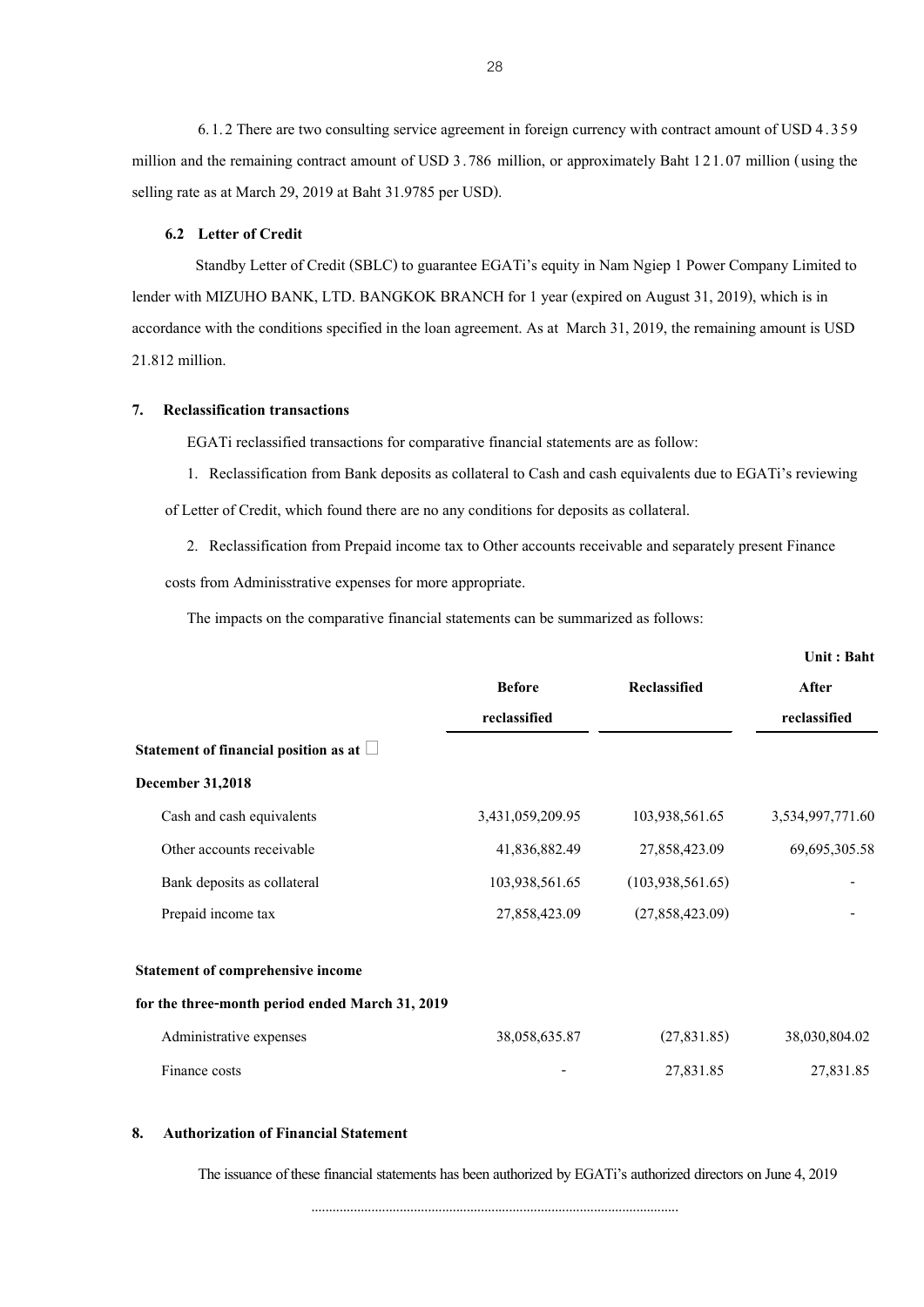6.1.2 There are two consulting service agreement in foreign currency with contract amount of USD 4.359 million and the remaining contract amount of USD 3.786 million, or approximately Baht 121.07 million (using the selling rate as at March 29, 2019 at Baht 31.9785 per USD).

**6.2 Letter of Credit**

Standby Letter of Credit (SBLC) to guarantee EGATi's equity in Nam Ngiep 1 Power Company Limited to lender with MIZUHO BANK, LTD. BANGKOK BRANCH for 1 year (expired on August 31, 2019), which is in accordance with the conditions specified in the loan agreement. As at March 31, 2019, the remaining amount is USD 21.812 million.

**7. Reclassification transactions**

EGATi reclassified transactions for comparative financial statements are as follow:

1. Reclassification from Bank deposits as collateral to Cash and cash equivalents due to EGATi's reviewing of Letter of Credit, which found there are no any conditions for deposits as collateral.

2. Reclassification from Prepaid income tax to Other accounts receivable and separately present Finance costs from Adminisstrative expenses for more appropriate.

The impacts on the comparative financial statements can be summarized as follows:

**Unit : Baht**

| | Before reclassified | Reclassified | After reclassified |
|---|---|---|---|
| **Statement of financial position as at** | | | |
| **December 31,2018** | | | |
| Cash and cash equivalents | 3,431,059,209.95 | 103,938,561.65 | 3,534,997,771.60 |
| Other accounts receivable | 41,836,882.49 | 27,858,423.09 | 69,695,305.58 |
| Bank deposits as collateral | 103,938,561.65 | (103,938,561.65) | - |
| Prepaid income tax | 27,858,423.09 | (27,858,423.09) | - |
| **Statement of comprehensive income** | | | |
| **for the three-month period ended March 31, 2019** | | | |
| Administrative expenses | 38,058,635.87 | (27,831.85) | 38,030,804.02 |
| Finance costs | - | 27,831.85 | 27,831.85 |

**8. Authorization of Financial Statement**

The issuance of these financial statements has been authorized by EGATi's authorized directors on June 4, 2019

.....................................................................................................